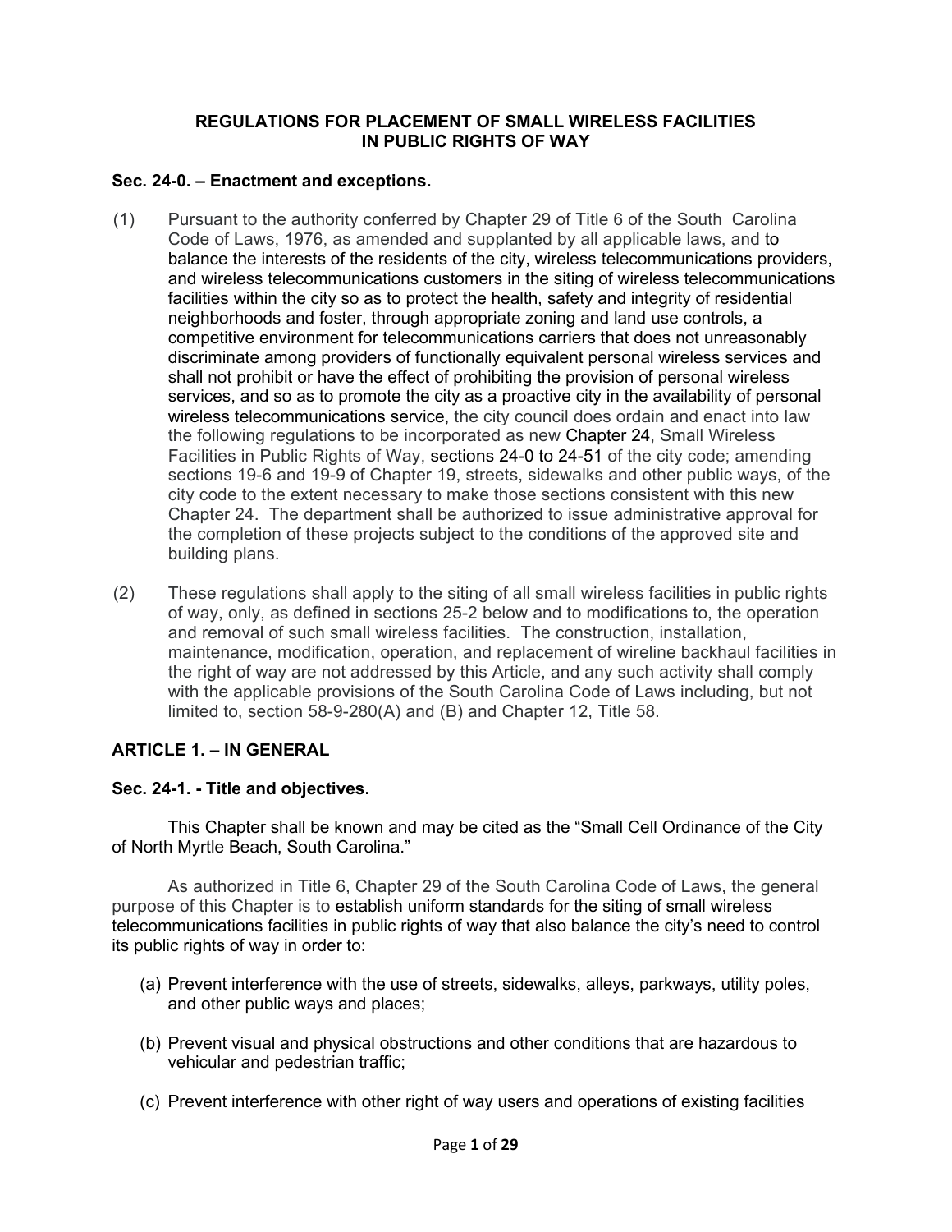# REGULATIONS FOR PLACEMENT OF SMALL WIRELESS FACILITIES IN PUBLIC RIGHTS OF WAY

### Sec. 24-0. – Enactment and exceptions.

(1) Pursuant to the authority conferred by Chapter 29 of Title 6 of the South Carolina Code of Laws, 1976, as amended and supplanted by all applicable laws, and to balance the interests of the residents of the city, wireless telecommunications providers, and wireless telecommunications customers in the siting of wireless telecommunications facilities within the city so as to protect the health, safety and integrity of residential neighborhoods and foster, through appropriate zoning and land use controls, a competitive environment for telecommunications carriers that does not unreasonably discriminate among providers of functionally equivalent personal wireless services and shall not prohibit or have the effect of prohibiting the provision of personal wireless services, and so as to promote the city as a proactive city in the availability of personal wireless telecommunications service, the city council does ordain and enact into law the following regulations to be incorporated as new Chapter 24, Small Wireless Facilities in Public Rights of Way, sections 24-0 to 24-51 of the city code; amending sections 19-6 and 19-9 of Chapter 19, streets, sidewalks and other public ways, of the city code to the extent necessary to make those sections consistent with this new Chapter 24. The department shall be authorized to issue administrative approval for the completion of these projects subject to the conditions of the approved site and building plans.

(2) These regulations shall apply to the siting of all small wireless facilities in public rights of way, only, as defined in sections 25-2 below and to modifications to, the operation and removal of such small wireless facilities. The construction, installation, maintenance, modification, operation, and replacement of wireline backhaul facilities in the right of way are not addressed by this Article, and any such activity shall comply with the applicable provisions of the South Carolina Code of Laws including, but not limited to, section 58-9-280(A) and (B) and Chapter 12, Title 58.

## ARTICLE 1. – IN GENERAL

### Sec. 24-1. - Title and objectives.

This Chapter shall be known and may be cited as the "Small Cell Ordinance of the City of North Myrtle Beach, South Carolina."

As authorized in Title 6, Chapter 29 of the South Carolina Code of Laws, the general purpose of this Chapter is to establish uniform standards for the siting of small wireless telecommunications facilities in public rights of way that also balance the city's need to control its public rights of way in order to:

(a) Prevent interference with the use of streets, sidewalks, alleys, parkways, utility poles, and other public ways and places;

(b) Prevent visual and physical obstructions and other conditions that are hazardous to vehicular and pedestrian traffic;

(c) Prevent interference with other right of way users and operations of existing facilities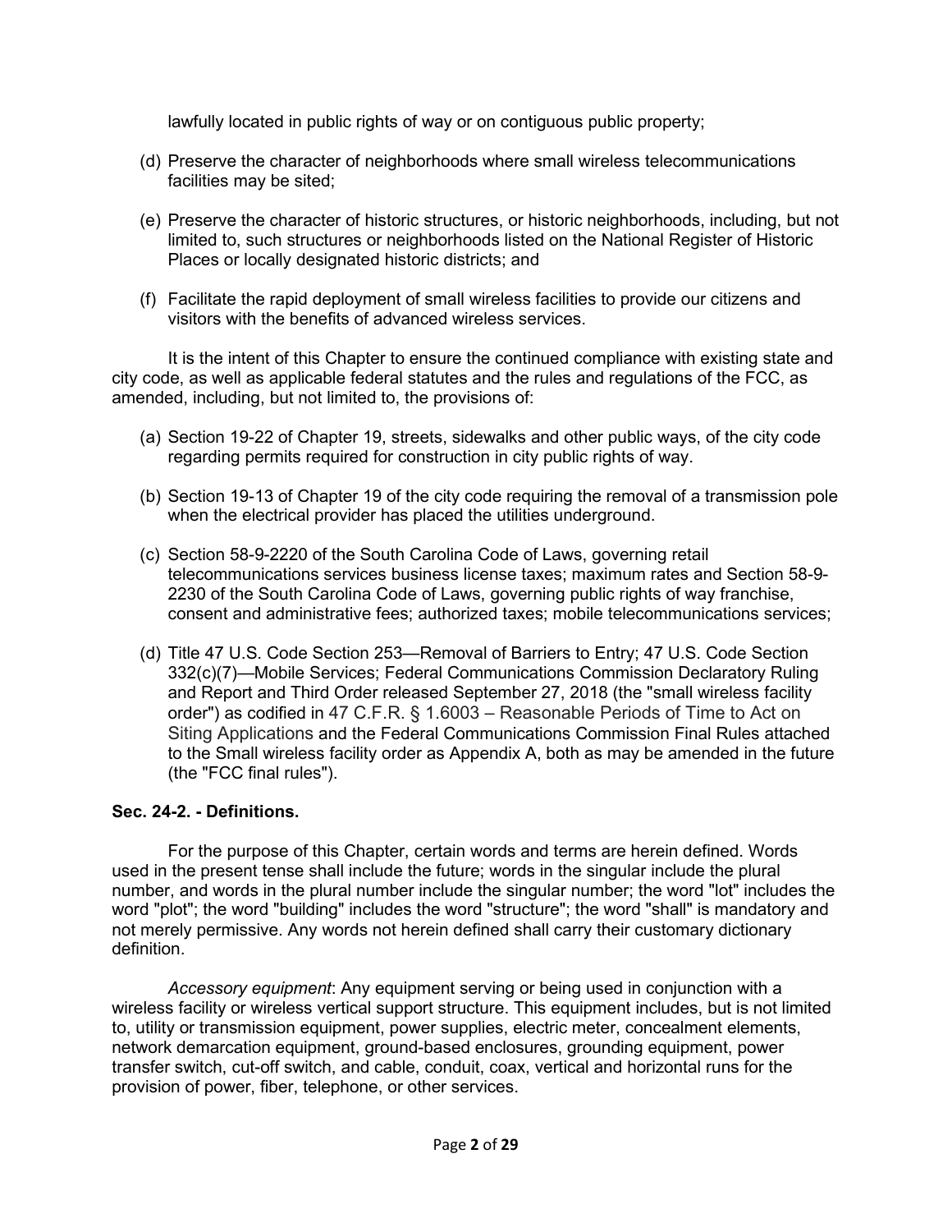lawfully located in public rights of way or on contiguous public property;

(d) Preserve the character of neighborhoods where small wireless telecommunications facilities may be sited;

(e) Preserve the character of historic structures, or historic neighborhoods, including, but not limited to, such structures or neighborhoods listed on the National Register of Historic Places or locally designated historic districts; and

(f) Facilitate the rapid deployment of small wireless facilities to provide our citizens and visitors with the benefits of advanced wireless services.

It is the intent of this Chapter to ensure the continued compliance with existing state and city code, as well as applicable federal statutes and the rules and regulations of the FCC, as amended, including, but not limited to, the provisions of:

(a) Section 19-22 of Chapter 19, streets, sidewalks and other public ways, of the city code regarding permits required for construction in city public rights of way.

(b) Section 19-13 of Chapter 19 of the city code requiring the removal of a transmission pole when the electrical provider has placed the utilities underground.

(c) Section 58-9-2220 of the South Carolina Code of Laws, governing retail telecommunications services business license taxes; maximum rates and Section 58-9-2230 of the South Carolina Code of Laws, governing public rights of way franchise, consent and administrative fees; authorized taxes; mobile telecommunications services;

(d) Title 47 U.S. Code Section 253—Removal of Barriers to Entry; 47 U.S. Code Section 332(c)(7)—Mobile Services; Federal Communications Commission Declaratory Ruling and Report and Third Order released September 27, 2018 (the "small wireless facility order") as codified in 47 C.F.R. § 1.6003 – Reasonable Periods of Time to Act on Siting Applications and the Federal Communications Commission Final Rules attached to the Small wireless facility order as Appendix A, both as may be amended in the future (the "FCC final rules").

**Sec. 24-2. - Definitions.**

For the purpose of this Chapter, certain words and terms are herein defined. Words used in the present tense shall include the future; words in the singular include the plural number, and words in the plural number include the singular number; the word "lot" includes the word "plot"; the word "building" includes the word "structure"; the word "shall" is mandatory and not merely permissive. Any words not herein defined shall carry their customary dictionary definition.

*Accessory equipment*: Any equipment serving or being used in conjunction with a wireless facility or wireless vertical support structure. This equipment includes, but is not limited to, utility or transmission equipment, power supplies, electric meter, concealment elements, network demarcation equipment, ground-based enclosures, grounding equipment, power transfer switch, cut-off switch, and cable, conduit, coax, vertical and horizontal runs for the provision of power, fiber, telephone, or other services.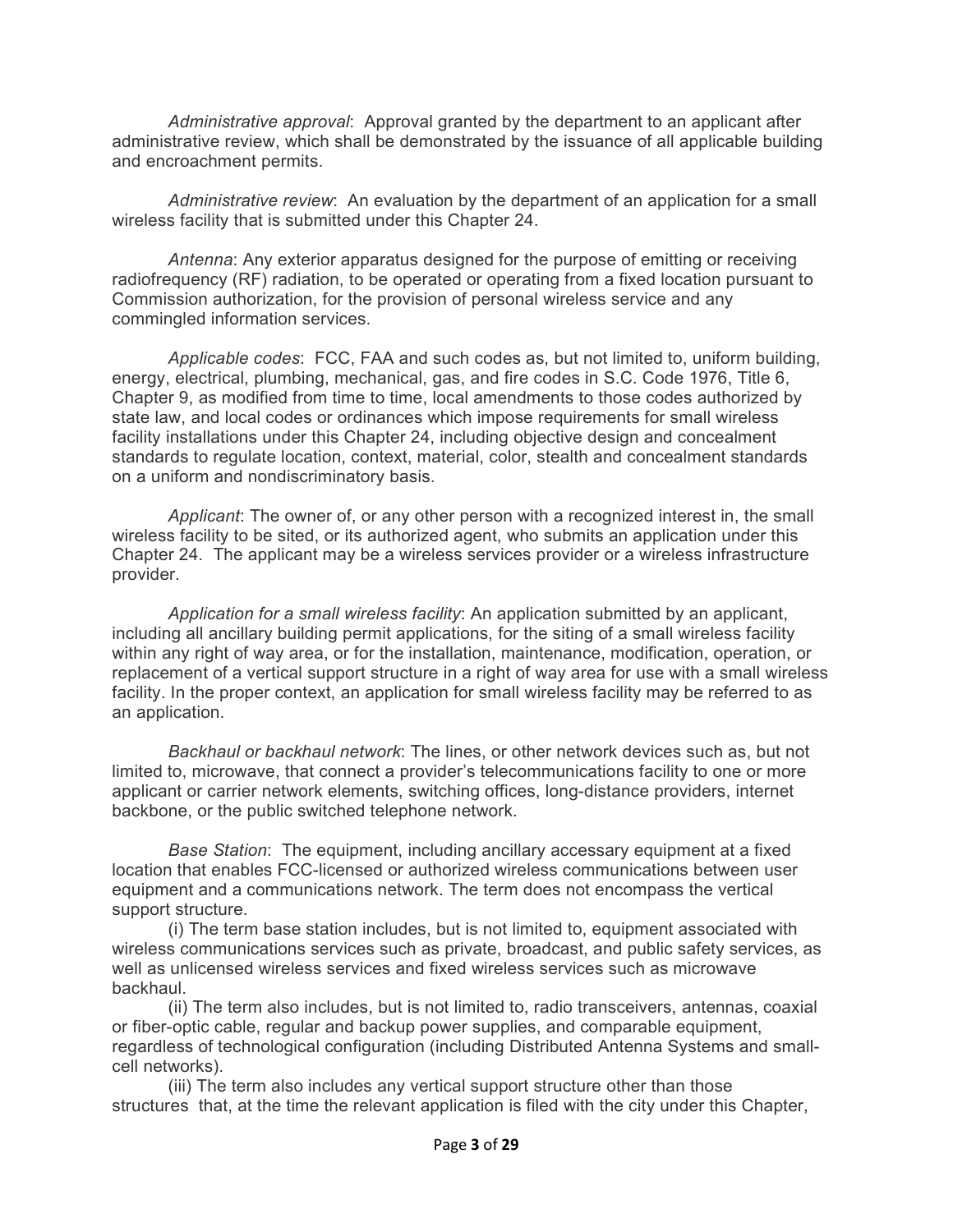*Administrative approval*: Approval granted by the department to an applicant after administrative review, which shall be demonstrated by the issuance of all applicable building and encroachment permits.

*Administrative review*: An evaluation by the department of an application for a small wireless facility that is submitted under this Chapter 24.

*Antenna*: Any exterior apparatus designed for the purpose of emitting or receiving radiofrequency (RF) radiation, to be operated or operating from a fixed location pursuant to Commission authorization, for the provision of personal wireless service and any commingled information services.

*Applicable codes*: FCC, FAA and such codes as, but not limited to, uniform building, energy, electrical, plumbing, mechanical, gas, and fire codes in S.C. Code 1976, Title 6, Chapter 9, as modified from time to time, local amendments to those codes authorized by state law, and local codes or ordinances which impose requirements for small wireless facility installations under this Chapter 24, including objective design and concealment standards to regulate location, context, material, color, stealth and concealment standards on a uniform and nondiscriminatory basis.

*Applicant*: The owner of, or any other person with a recognized interest in, the small wireless facility to be sited, or its authorized agent, who submits an application under this Chapter 24. The applicant may be a wireless services provider or a wireless infrastructure provider.

*Application for a small wireless facility*: An application submitted by an applicant, including all ancillary building permit applications, for the siting of a small wireless facility within any right of way area, or for the installation, maintenance, modification, operation, or replacement of a vertical support structure in a right of way area for use with a small wireless facility. In the proper context, an application for small wireless facility may be referred to as an application.

*Backhaul or backhaul network*: The lines, or other network devices such as, but not limited to, microwave, that connect a provider's telecommunications facility to one or more applicant or carrier network elements, switching offices, long-distance providers, internet backbone, or the public switched telephone network.

*Base Station*: The equipment, including ancillary accessary equipment at a fixed location that enables FCC-licensed or authorized wireless communications between user equipment and a communications network. The term does not encompass the vertical support structure.

(i) The term base station includes, but is not limited to, equipment associated with wireless communications services such as private, broadcast, and public safety services, as well as unlicensed wireless services and fixed wireless services such as microwave backhaul.

(ii) The term also includes, but is not limited to, radio transceivers, antennas, coaxial or fiber-optic cable, regular and backup power supplies, and comparable equipment, regardless of technological configuration (including Distributed Antenna Systems and small-cell networks).

(iii) The term also includes any vertical support structure other than those structures that, at the time the relevant application is filed with the city under this Chapter,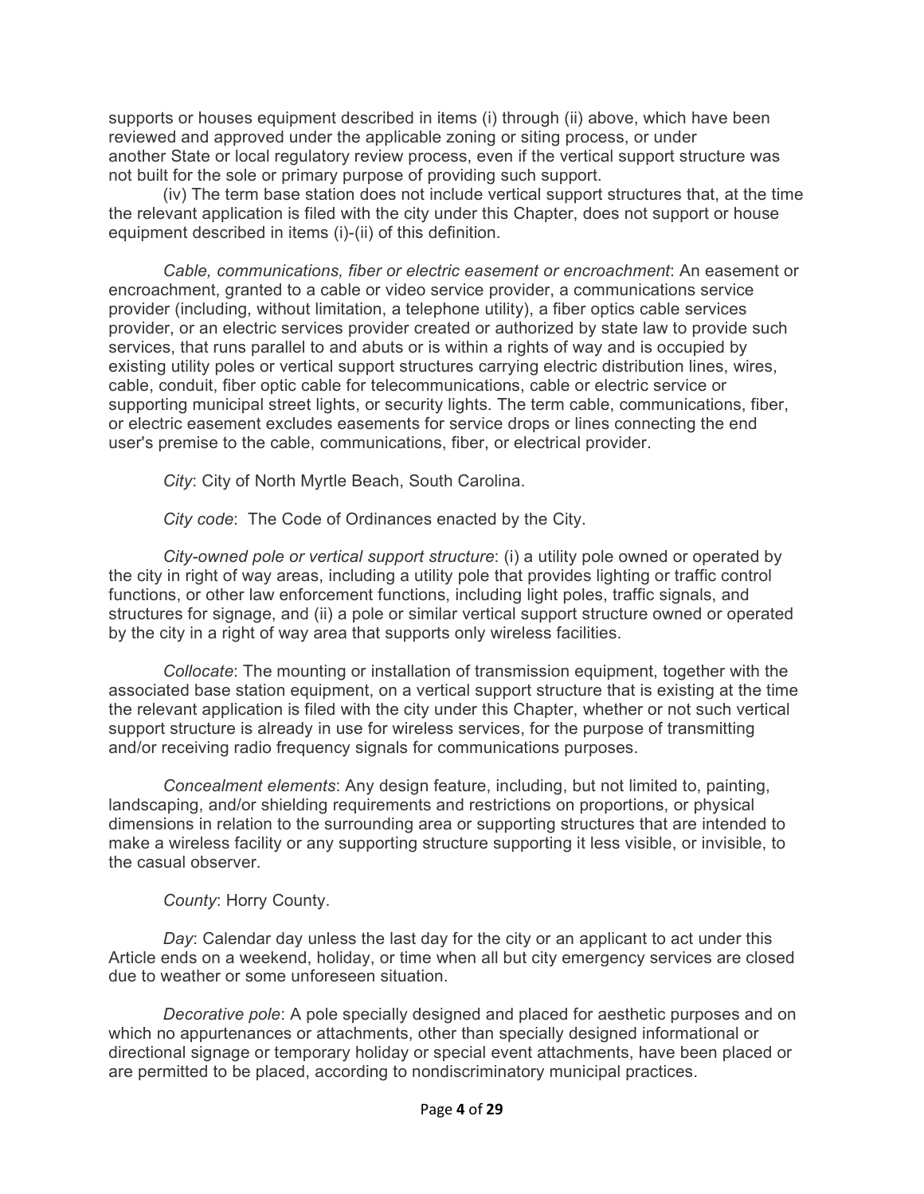supports or houses equipment described in items (i) through (ii) above, which have been reviewed and approved under the applicable zoning or siting process, or under another State or local regulatory review process, even if the vertical support structure was not built for the sole or primary purpose of providing such support.

(iv) The term base station does not include vertical support structures that, at the time the relevant application is filed with the city under this Chapter, does not support or house equipment described in items (i)-(ii) of this definition.

*Cable, communications, fiber or electric easement or encroachment*: An easement or encroachment, granted to a cable or video service provider, a communications service provider (including, without limitation, a telephone utility), a fiber optics cable services provider, or an electric services provider created or authorized by state law to provide such services, that runs parallel to and abuts or is within a rights of way and is occupied by existing utility poles or vertical support structures carrying electric distribution lines, wires, cable, conduit, fiber optic cable for telecommunications, cable or electric service or supporting municipal street lights, or security lights. The term cable, communications, fiber, or electric easement excludes easements for service drops or lines connecting the end user's premise to the cable, communications, fiber, or electrical provider.

*City*: City of North Myrtle Beach, South Carolina.

*City code*: The Code of Ordinances enacted by the City.

*City-owned pole or vertical support structure*: (i) a utility pole owned or operated by the city in right of way areas, including a utility pole that provides lighting or traffic control functions, or other law enforcement functions, including light poles, traffic signals, and structures for signage, and (ii) a pole or similar vertical support structure owned or operated by the city in a right of way area that supports only wireless facilities.

*Collocate*: The mounting or installation of transmission equipment, together with the associated base station equipment, on a vertical support structure that is existing at the time the relevant application is filed with the city under this Chapter, whether or not such vertical support structure is already in use for wireless services, for the purpose of transmitting and/or receiving radio frequency signals for communications purposes.

*Concealment elements*: Any design feature, including, but not limited to, painting, landscaping, and/or shielding requirements and restrictions on proportions, or physical dimensions in relation to the surrounding area or supporting structures that are intended to make a wireless facility or any supporting structure supporting it less visible, or invisible, to the casual observer.

*County*: Horry County.

*Day*: Calendar day unless the last day for the city or an applicant to act under this Article ends on a weekend, holiday, or time when all but city emergency services are closed due to weather or some unforeseen situation.

*Decorative pole*: A pole specially designed and placed for aesthetic purposes and on which no appurtenances or attachments, other than specially designed informational or directional signage or temporary holiday or special event attachments, have been placed or are permitted to be placed, according to nondiscriminatory municipal practices.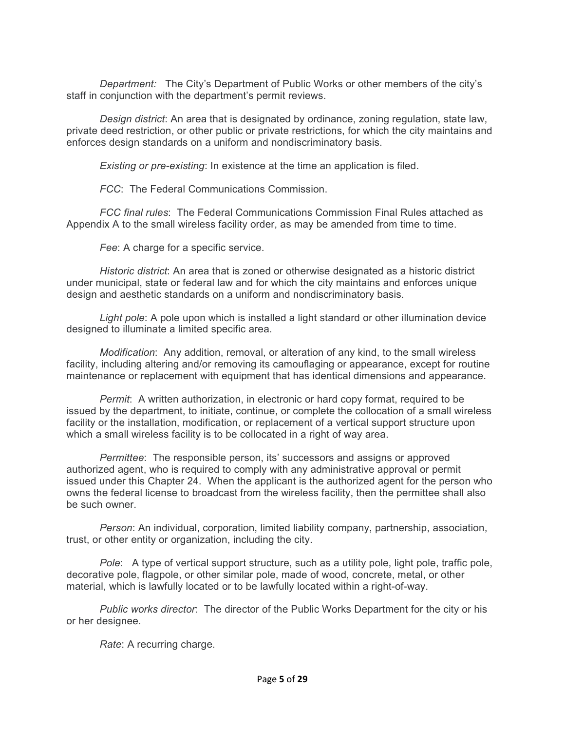*Department:* The City's Department of Public Works or other members of the city's staff in conjunction with the department's permit reviews.

*Design district*: An area that is designated by ordinance, zoning regulation, state law, private deed restriction, or other public or private restrictions, for which the city maintains and enforces design standards on a uniform and nondiscriminatory basis.

*Existing or pre-existing*: In existence at the time an application is filed.

*FCC*: The Federal Communications Commission.

*FCC final rules*: The Federal Communications Commission Final Rules attached as Appendix A to the small wireless facility order, as may be amended from time to time.

*Fee*: A charge for a specific service.

*Historic district*: An area that is zoned or otherwise designated as a historic district under municipal, state or federal law and for which the city maintains and enforces unique design and aesthetic standards on a uniform and nondiscriminatory basis.

*Light pole*: A pole upon which is installed a light standard or other illumination device designed to illuminate a limited specific area.

*Modification*: Any addition, removal, or alteration of any kind, to the small wireless facility, including altering and/or removing its camouflaging or appearance, except for routine maintenance or replacement with equipment that has identical dimensions and appearance.

*Permit*: A written authorization, in electronic or hard copy format, required to be issued by the department, to initiate, continue, or complete the collocation of a small wireless facility or the installation, modification, or replacement of a vertical support structure upon which a small wireless facility is to be collocated in a right of way area.

*Permittee*: The responsible person, its' successors and assigns or approved authorized agent, who is required to comply with any administrative approval or permit issued under this Chapter 24. When the applicant is the authorized agent for the person who owns the federal license to broadcast from the wireless facility, then the permittee shall also be such owner.

*Person*: An individual, corporation, limited liability company, partnership, association, trust, or other entity or organization, including the city.

*Pole*: A type of vertical support structure, such as a utility pole, light pole, traffic pole, decorative pole, flagpole, or other similar pole, made of wood, concrete, metal, or other material, which is lawfully located or to be lawfully located within a right-of-way.

*Public works director*: The director of the Public Works Department for the city or his or her designee.

*Rate*: A recurring charge.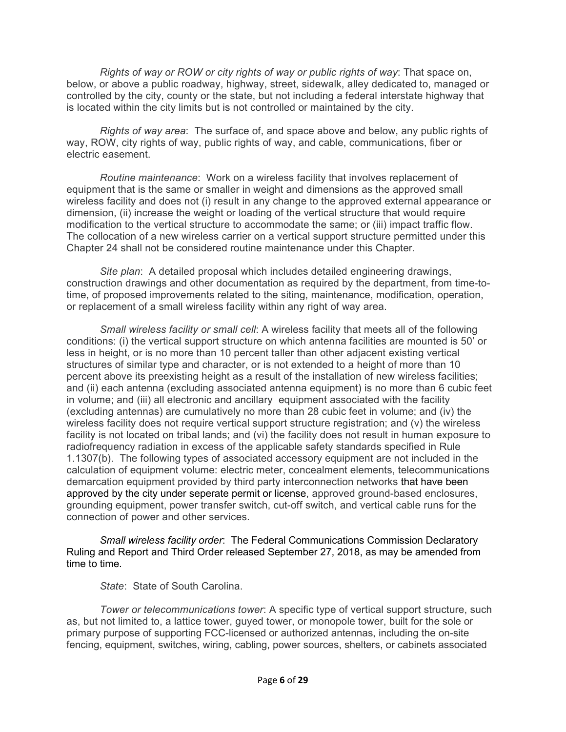*Rights of way or ROW or city rights of way or public rights of way*: That space on, below, or above a public roadway, highway, street, sidewalk, alley dedicated to, managed or controlled by the city, county or the state, but not including a federal interstate highway that is located within the city limits but is not controlled or maintained by the city.

*Rights of way area*: The surface of, and space above and below, any public rights of way, ROW, city rights of way, public rights of way, and cable, communications, fiber or electric easement.

*Routine maintenance*: Work on a wireless facility that involves replacement of equipment that is the same or smaller in weight and dimensions as the approved small wireless facility and does not (i) result in any change to the approved external appearance or dimension, (ii) increase the weight or loading of the vertical structure that would require modification to the vertical structure to accommodate the same; or (iii) impact traffic flow. The collocation of a new wireless carrier on a vertical support structure permitted under this Chapter 24 shall not be considered routine maintenance under this Chapter.

*Site plan*: A detailed proposal which includes detailed engineering drawings, construction drawings and other documentation as required by the department, from time-to-time, of proposed improvements related to the siting, maintenance, modification, operation, or replacement of a small wireless facility within any right of way area.

*Small wireless facility or small cell*: A wireless facility that meets all of the following conditions: (i) the vertical support structure on which antenna facilities are mounted is 50' or less in height, or is no more than 10 percent taller than other adjacent existing vertical structures of similar type and character, or is not extended to a height of more than 10 percent above its preexisting height as a result of the installation of new wireless facilities; and (ii) each antenna (excluding associated antenna equipment) is no more than 6 cubic feet in volume; and (iii) all electronic and ancillary equipment associated with the facility (excluding antennas) are cumulatively no more than 28 cubic feet in volume; and (iv) the wireless facility does not require vertical support structure registration; and (v) the wireless facility is not located on tribal lands; and (vi) the facility does not result in human exposure to radiofrequency radiation in excess of the applicable safety standards specified in Rule 1.1307(b). The following types of associated accessory equipment are not included in the calculation of equipment volume: electric meter, concealment elements, telecommunications demarcation equipment provided by third party interconnection networks that have been approved by the city under seperate permit or license, approved ground-based enclosures, grounding equipment, power transfer switch, cut-off switch, and vertical cable runs for the connection of power and other services.

*Small wireless facility order*: The Federal Communications Commission Declaratory Ruling and Report and Third Order released September 27, 2018, as may be amended from time to time.

*State*: State of South Carolina.

*Tower or telecommunications tower*: A specific type of vertical support structure, such as, but not limited to, a lattice tower, guyed tower, or monopole tower, built for the sole or primary purpose of supporting FCC-licensed or authorized antennas, including the on-site fencing, equipment, switches, wiring, cabling, power sources, shelters, or cabinets associated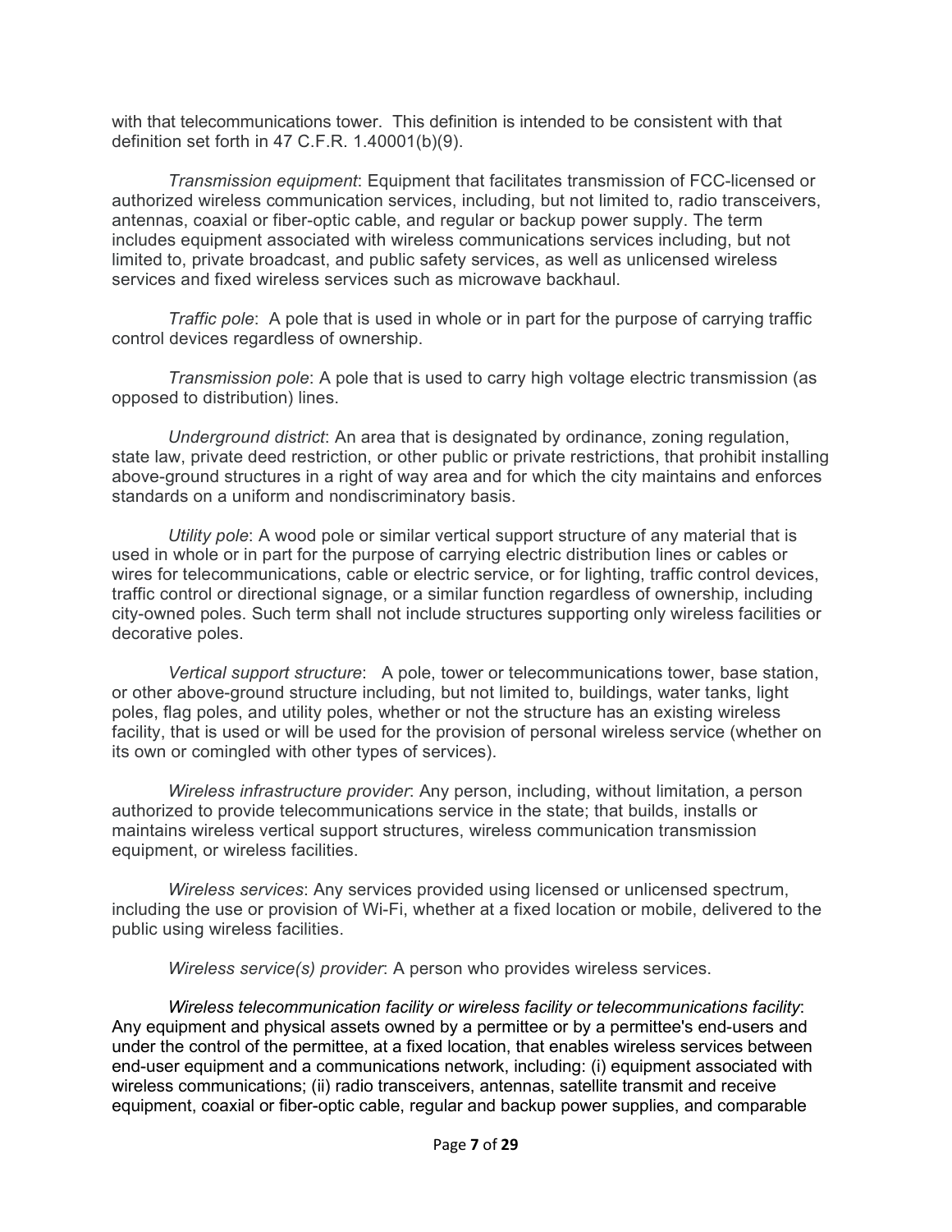with that telecommunications tower. This definition is intended to be consistent with that definition set forth in 47 C.F.R. 1.40001(b)(9).

*Transmission equipment*: Equipment that facilitates transmission of FCC-licensed or authorized wireless communication services, including, but not limited to, radio transceivers, antennas, coaxial or fiber-optic cable, and regular or backup power supply. The term includes equipment associated with wireless communications services including, but not limited to, private broadcast, and public safety services, as well as unlicensed wireless services and fixed wireless services such as microwave backhaul.

*Traffic pole*: A pole that is used in whole or in part for the purpose of carrying traffic control devices regardless of ownership.

*Transmission pole*: A pole that is used to carry high voltage electric transmission (as opposed to distribution) lines.

*Underground district*: An area that is designated by ordinance, zoning regulation, state law, private deed restriction, or other public or private restrictions, that prohibit installing above-ground structures in a right of way area and for which the city maintains and enforces standards on a uniform and nondiscriminatory basis.

*Utility pole*: A wood pole or similar vertical support structure of any material that is used in whole or in part for the purpose of carrying electric distribution lines or cables or wires for telecommunications, cable or electric service, or for lighting, traffic control devices, traffic control or directional signage, or a similar function regardless of ownership, including city-owned poles. Such term shall not include structures supporting only wireless facilities or decorative poles.

*Vertical support structure*: A pole, tower or telecommunications tower, base station, or other above-ground structure including, but not limited to, buildings, water tanks, light poles, flag poles, and utility poles, whether or not the structure has an existing wireless facility, that is used or will be used for the provision of personal wireless service (whether on its own or comingled with other types of services).

*Wireless infrastructure provider*: Any person, including, without limitation, a person authorized to provide telecommunications service in the state; that builds, installs or maintains wireless vertical support structures, wireless communication transmission equipment, or wireless facilities.

*Wireless services*: Any services provided using licensed or unlicensed spectrum, including the use or provision of Wi-Fi, whether at a fixed location or mobile, delivered to the public using wireless facilities.

*Wireless service(s) provider*: A person who provides wireless services.

*Wireless telecommunication facility or wireless facility or telecommunications facility*: Any equipment and physical assets owned by a permittee or by a permittee's end-users and under the control of the permittee, at a fixed location, that enables wireless services between end-user equipment and a communications network, including: (i) equipment associated with wireless communications; (ii) radio transceivers, antennas, satellite transmit and receive equipment, coaxial or fiber-optic cable, regular and backup power supplies, and comparable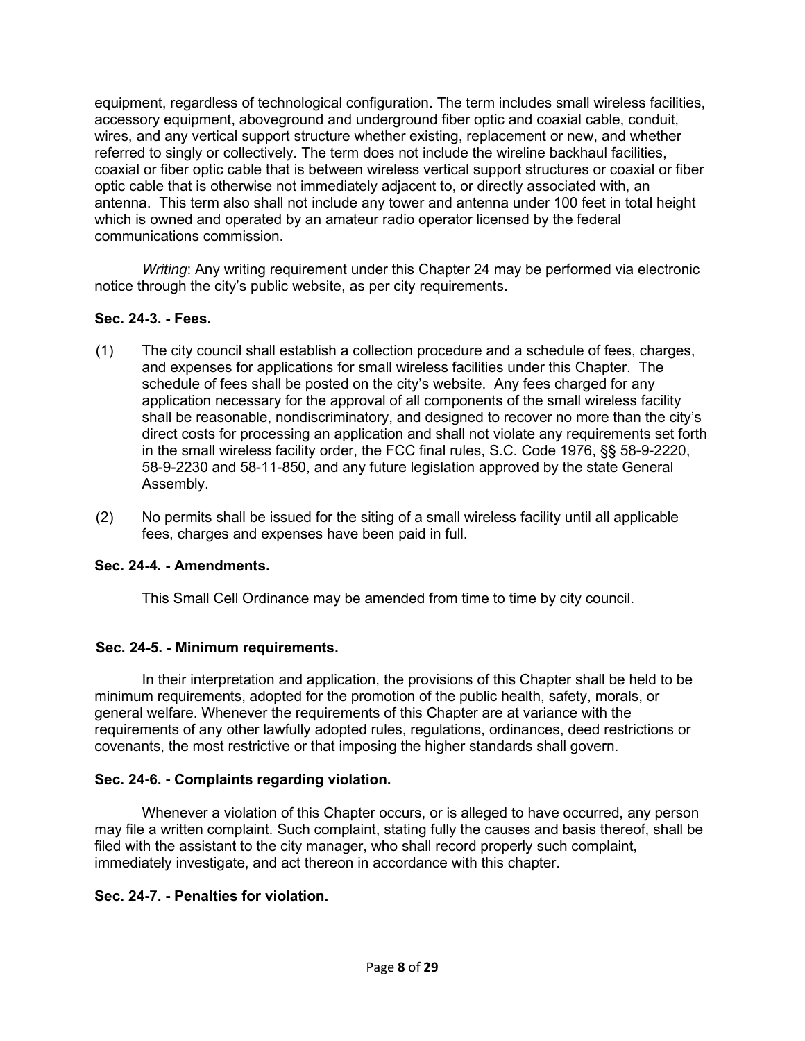equipment, regardless of technological configuration. The term includes small wireless facilities, accessory equipment, aboveground and underground fiber optic and coaxial cable, conduit, wires, and any vertical support structure whether existing, replacement or new, and whether referred to singly or collectively. The term does not include the wireline backhaul facilities, coaxial or fiber optic cable that is between wireless vertical support structures or coaxial or fiber optic cable that is otherwise not immediately adjacent to, or directly associated with, an antenna. This term also shall not include any tower and antenna under 100 feet in total height which is owned and operated by an amateur radio operator licensed by the federal communications commission.

*Writing*: Any writing requirement under this Chapter 24 may be performed via electronic notice through the city's public website, as per city requirements.

**Sec. 24-3. - Fees.**

(1) The city council shall establish a collection procedure and a schedule of fees, charges, and expenses for applications for small wireless facilities under this Chapter. The schedule of fees shall be posted on the city's website. Any fees charged for any application necessary for the approval of all components of the small wireless facility shall be reasonable, nondiscriminatory, and designed to recover no more than the city's direct costs for processing an application and shall not violate any requirements set forth in the small wireless facility order, the FCC final rules, S.C. Code 1976, §§ 58-9-2220, 58-9-2230 and 58-11-850, and any future legislation approved by the state General Assembly.

(2) No permits shall be issued for the siting of a small wireless facility until all applicable fees, charges and expenses have been paid in full.

**Sec. 24-4. - Amendments.**

This Small Cell Ordinance may be amended from time to time by city council.

**Sec. 24-5. - Minimum requirements.**

In their interpretation and application, the provisions of this Chapter shall be held to be minimum requirements, adopted for the promotion of the public health, safety, morals, or general welfare. Whenever the requirements of this Chapter are at variance with the requirements of any other lawfully adopted rules, regulations, ordinances, deed restrictions or covenants, the most restrictive or that imposing the higher standards shall govern.

**Sec. 24-6. - Complaints regarding violation.**

Whenever a violation of this Chapter occurs, or is alleged to have occurred, any person may file a written complaint. Such complaint, stating fully the causes and basis thereof, shall be filed with the assistant to the city manager, who shall record properly such complaint, immediately investigate, and act thereon in accordance with this chapter.

**Sec. 24-7. - Penalties for violation.**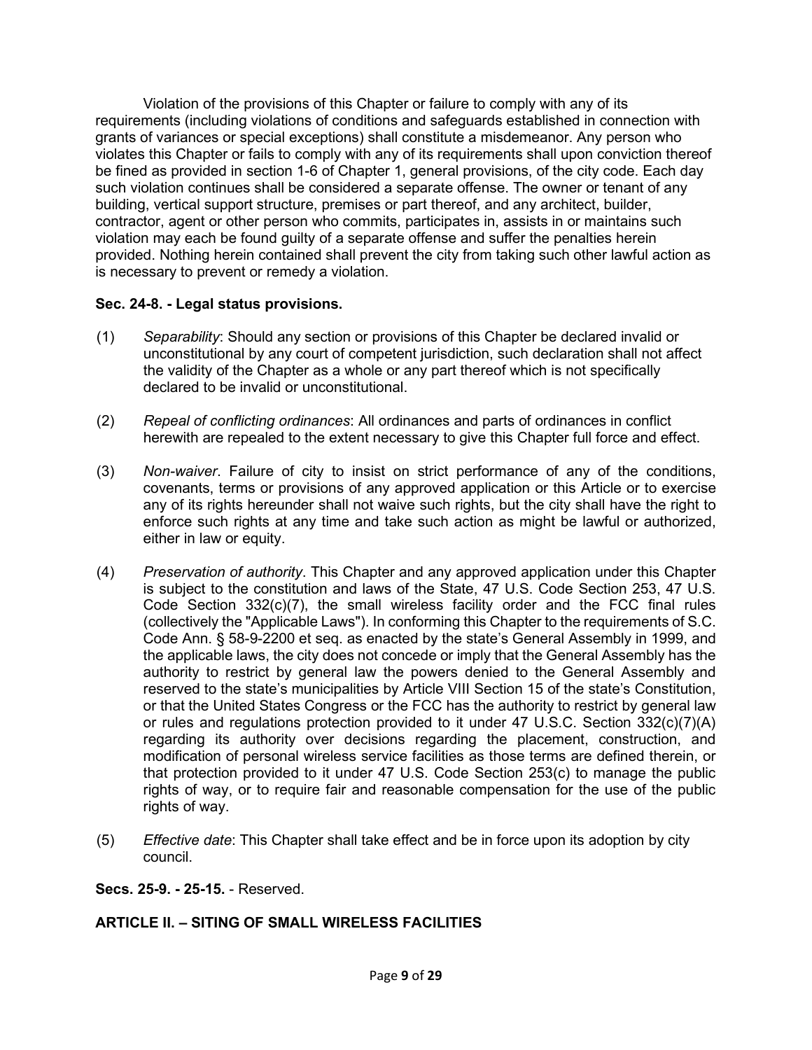Violation of the provisions of this Chapter or failure to comply with any of its requirements (including violations of conditions and safeguards established in connection with grants of variances or special exceptions) shall constitute a misdemeanor. Any person who violates this Chapter or fails to comply with any of its requirements shall upon conviction thereof be fined as provided in section 1-6 of Chapter 1, general provisions, of the city code. Each day such violation continues shall be considered a separate offense. The owner or tenant of any building, vertical support structure, premises or part thereof, and any architect, builder, contractor, agent or other person who commits, participates in, assists in or maintains such violation may each be found guilty of a separate offense and suffer the penalties herein provided. Nothing herein contained shall prevent the city from taking such other lawful action as is necessary to prevent or remedy a violation.

**Sec. 24-8. - Legal status provisions.**

(1) *Separability*: Should any section or provisions of this Chapter be declared invalid or unconstitutional by any court of competent jurisdiction, such declaration shall not affect the validity of the Chapter as a whole or any part thereof which is not specifically declared to be invalid or unconstitutional.

(2) *Repeal of conflicting ordinances*: All ordinances and parts of ordinances in conflict herewith are repealed to the extent necessary to give this Chapter full force and effect.

(3) *Non-waiver*. Failure of city to insist on strict performance of any of the conditions, covenants, terms or provisions of any approved application or this Article or to exercise any of its rights hereunder shall not waive such rights, but the city shall have the right to enforce such rights at any time and take such action as might be lawful or authorized, either in law or equity.

(4) *Preservation of authority*. This Chapter and any approved application under this Chapter is subject to the constitution and laws of the State, 47 U.S. Code Section 253, 47 U.S. Code Section 332(c)(7), the small wireless facility order and the FCC final rules (collectively the "Applicable Laws"). In conforming this Chapter to the requirements of S.C. Code Ann. § 58-9-2200 et seq. as enacted by the state's General Assembly in 1999, and the applicable laws, the city does not concede or imply that the General Assembly has the authority to restrict by general law the powers denied to the General Assembly and reserved to the state's municipalities by Article VIII Section 15 of the state's Constitution, or that the United States Congress or the FCC has the authority to restrict by general law or rules and regulations protection provided to it under 47 U.S.C. Section 332(c)(7)(A) regarding its authority over decisions regarding the placement, construction, and modification of personal wireless service facilities as those terms are defined therein, or that protection provided to it under 47 U.S. Code Section 253(c) to manage the public rights of way, or to require fair and reasonable compensation for the use of the public rights of way.

(5) *Effective date*: This Chapter shall take effect and be in force upon its adoption by city council.

**Secs. 25-9. - 25-15.** - Reserved.

**ARTICLE II. – SITING OF SMALL WIRELESS FACILITIES**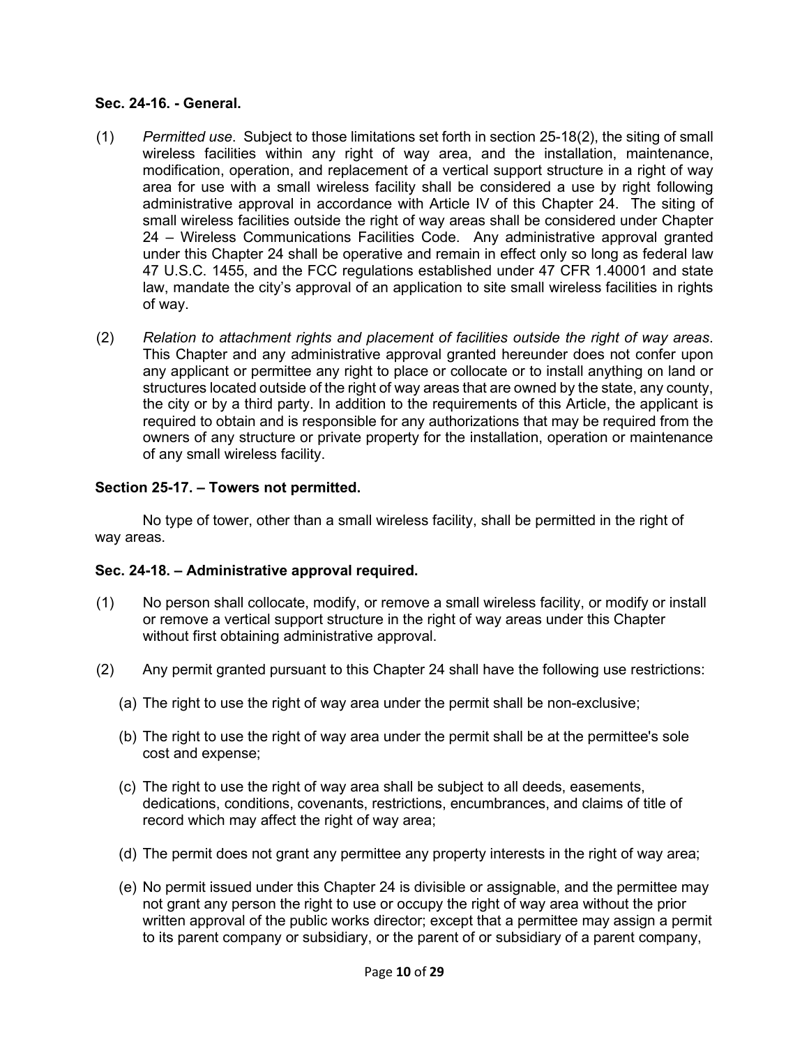**Sec. 24-16. - General.**

(1) *Permitted use*. Subject to those limitations set forth in section 25-18(2), the siting of small wireless facilities within any right of way area, and the installation, maintenance, modification, operation, and replacement of a vertical support structure in a right of way area for use with a small wireless facility shall be considered a use by right following administrative approval in accordance with Article IV of this Chapter 24. The siting of small wireless facilities outside the right of way areas shall be considered under Chapter 24 – Wireless Communications Facilities Code. Any administrative approval granted under this Chapter 24 shall be operative and remain in effect only so long as federal law 47 U.S.C. 1455, and the FCC regulations established under 47 CFR 1.40001 and state law, mandate the city's approval of an application to site small wireless facilities in rights of way.

(2) *Relation to attachment rights and placement of facilities outside the right of way areas*. This Chapter and any administrative approval granted hereunder does not confer upon any applicant or permittee any right to place or collocate or to install anything on land or structures located outside of the right of way areas that are owned by the state, any county, the city or by a third party. In addition to the requirements of this Article, the applicant is required to obtain and is responsible for any authorizations that may be required from the owners of any structure or private property for the installation, operation or maintenance of any small wireless facility.

**Section 25-17. – Towers not permitted.**

No type of tower, other than a small wireless facility, shall be permitted in the right of way areas.

**Sec. 24-18. – Administrative approval required.**

(1) No person shall collocate, modify, or remove a small wireless facility, or modify or install or remove a vertical support structure in the right of way areas under this Chapter without first obtaining administrative approval.

(2) Any permit granted pursuant to this Chapter 24 shall have the following use restrictions:

(a) The right to use the right of way area under the permit shall be non-exclusive;

(b) The right to use the right of way area under the permit shall be at the permittee's sole cost and expense;

(c) The right to use the right of way area shall be subject to all deeds, easements, dedications, conditions, covenants, restrictions, encumbrances, and claims of title of record which may affect the right of way area;

(d) The permit does not grant any permittee any property interests in the right of way area;

(e) No permit issued under this Chapter 24 is divisible or assignable, and the permittee may not grant any person the right to use or occupy the right of way area without the prior written approval of the public works director; except that a permittee may assign a permit to its parent company or subsidiary, or the parent of or subsidiary of a parent company,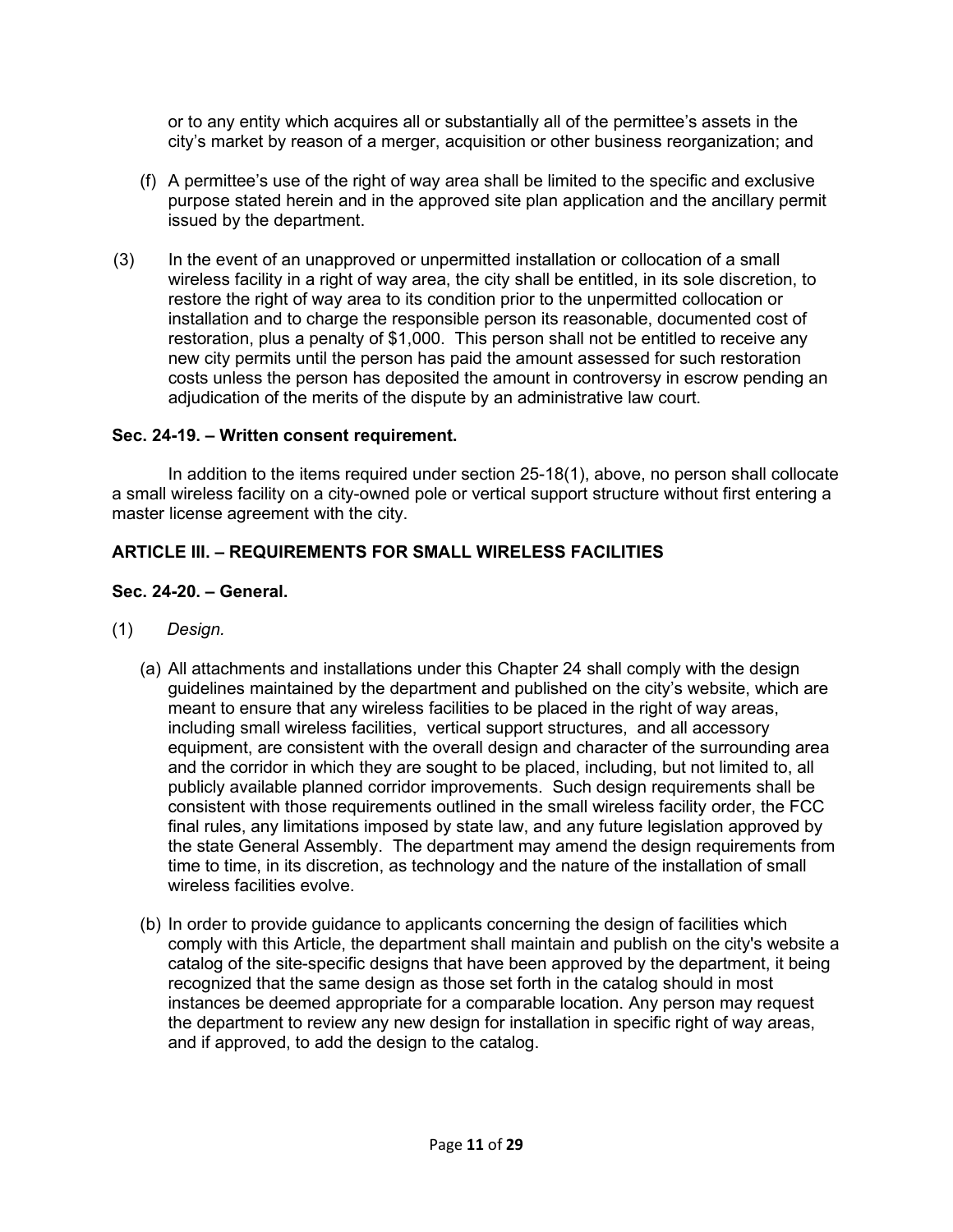or to any entity which acquires all or substantially all of the permittee's assets in the city's market by reason of a merger, acquisition or other business reorganization; and

(f) A permittee's use of the right of way area shall be limited to the specific and exclusive purpose stated herein and in the approved site plan application and the ancillary permit issued by the department.

(3) In the event of an unapproved or unpermitted installation or collocation of a small wireless facility in a right of way area, the city shall be entitled, in its sole discretion, to restore the right of way area to its condition prior to the unpermitted collocation or installation and to charge the responsible person its reasonable, documented cost of restoration, plus a penalty of $1,000. This person shall not be entitled to receive any new city permits until the person has paid the amount assessed for such restoration costs unless the person has deposited the amount in controversy in escrow pending an adjudication of the merits of the dispute by an administrative law court.

**Sec. 24-19. – Written consent requirement.**

In addition to the items required under section 25-18(1), above, no person shall collocate a small wireless facility on a city-owned pole or vertical support structure without first entering a master license agreement with the city.

## ARTICLE III. – REQUIREMENTS FOR SMALL WIRELESS FACILITIES

**Sec. 24-20. – General.**

(1) *Design.*

(a) All attachments and installations under this Chapter 24 shall comply with the design guidelines maintained by the department and published on the city's website, which are meant to ensure that any wireless facilities to be placed in the right of way areas, including small wireless facilities, vertical support structures, and all accessory equipment, are consistent with the overall design and character of the surrounding area and the corridor in which they are sought to be placed, including, but not limited to, all publicly available planned corridor improvements. Such design requirements shall be consistent with those requirements outlined in the small wireless facility order, the FCC final rules, any limitations imposed by state law, and any future legislation approved by the state General Assembly. The department may amend the design requirements from time to time, in its discretion, as technology and the nature of the installation of small wireless facilities evolve.

(b) In order to provide guidance to applicants concerning the design of facilities which comply with this Article, the department shall maintain and publish on the city's website a catalog of the site-specific designs that have been approved by the department, it being recognized that the same design as those set forth in the catalog should in most instances be deemed appropriate for a comparable location. Any person may request the department to review any new design for installation in specific right of way areas, and if approved, to add the design to the catalog.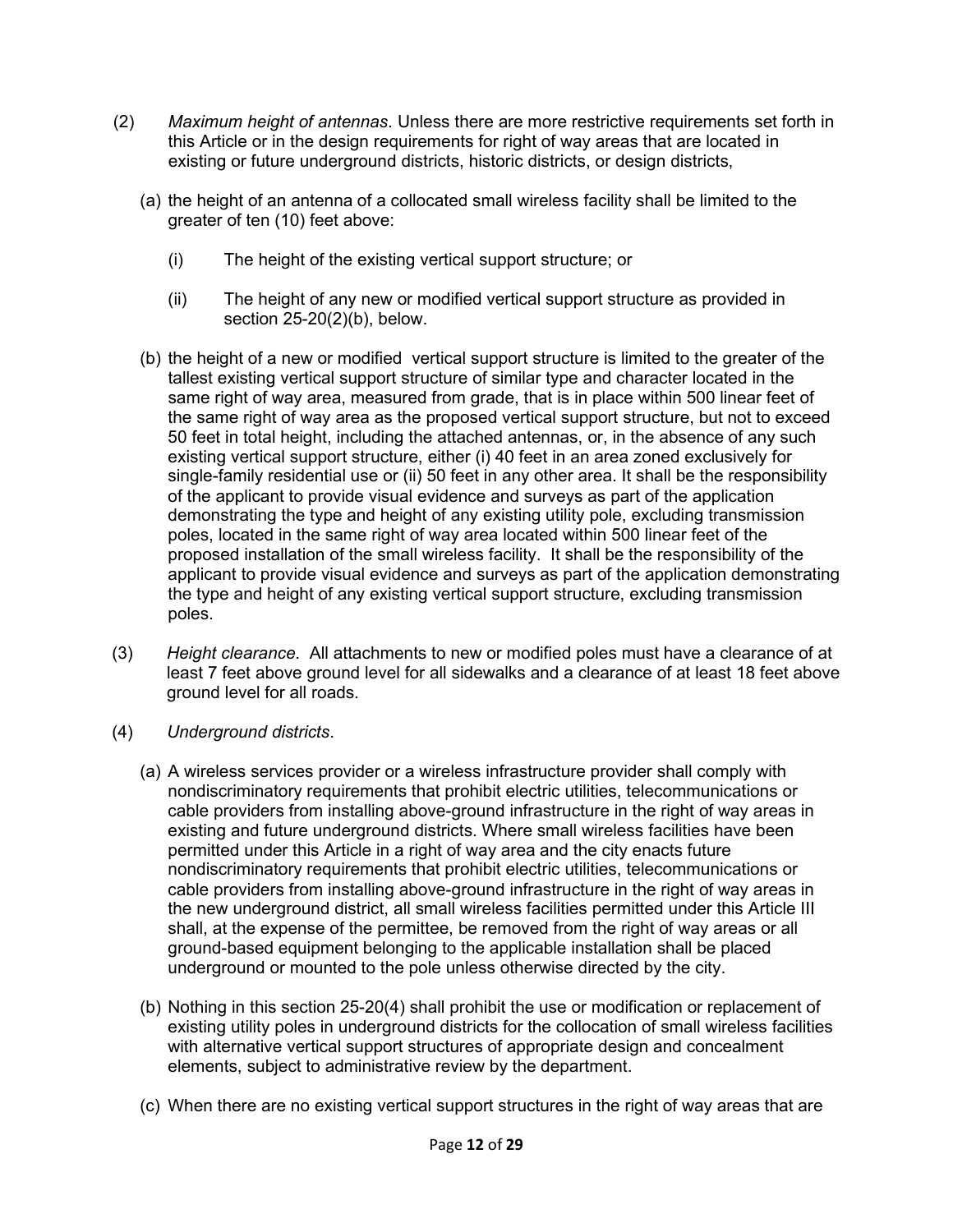(2) *Maximum height of antennas*. Unless there are more restrictive requirements set forth in this Article or in the design requirements for right of way areas that are located in existing or future underground districts, historic districts, or design districts,

(a) the height of an antenna of a collocated small wireless facility shall be limited to the greater of ten (10) feet above:

(i) The height of the existing vertical support structure; or

(ii) The height of any new or modified vertical support structure as provided in section 25-20(2)(b), below.

(b) the height of a new or modified vertical support structure is limited to the greater of the tallest existing vertical support structure of similar type and character located in the same right of way area, measured from grade, that is in place within 500 linear feet of the same right of way area as the proposed vertical support structure, but not to exceed 50 feet in total height, including the attached antennas, or, in the absence of any such existing vertical support structure, either (i) 40 feet in an area zoned exclusively for single-family residential use or (ii) 50 feet in any other area. It shall be the responsibility of the applicant to provide visual evidence and surveys as part of the application demonstrating the type and height of any existing utility pole, excluding transmission poles, located in the same right of way area located within 500 linear feet of the proposed installation of the small wireless facility. It shall be the responsibility of the applicant to provide visual evidence and surveys as part of the application demonstrating the type and height of any existing vertical support structure, excluding transmission poles.

(3) *Height clearance*. All attachments to new or modified poles must have a clearance of at least 7 feet above ground level for all sidewalks and a clearance of at least 18 feet above ground level for all roads.

(4) *Underground districts*.

(a) A wireless services provider or a wireless infrastructure provider shall comply with nondiscriminatory requirements that prohibit electric utilities, telecommunications or cable providers from installing above-ground infrastructure in the right of way areas in existing and future underground districts. Where small wireless facilities have been permitted under this Article in a right of way area and the city enacts future nondiscriminatory requirements that prohibit electric utilities, telecommunications or cable providers from installing above-ground infrastructure in the right of way areas in the new underground district, all small wireless facilities permitted under this Article III shall, at the expense of the permittee, be removed from the right of way areas or all ground-based equipment belonging to the applicable installation shall be placed underground or mounted to the pole unless otherwise directed by the city.

(b) Nothing in this section 25-20(4) shall prohibit the use or modification or replacement of existing utility poles in underground districts for the collocation of small wireless facilities with alternative vertical support structures of appropriate design and concealment elements, subject to administrative review by the department.

(c) When there are no existing vertical support structures in the right of way areas that are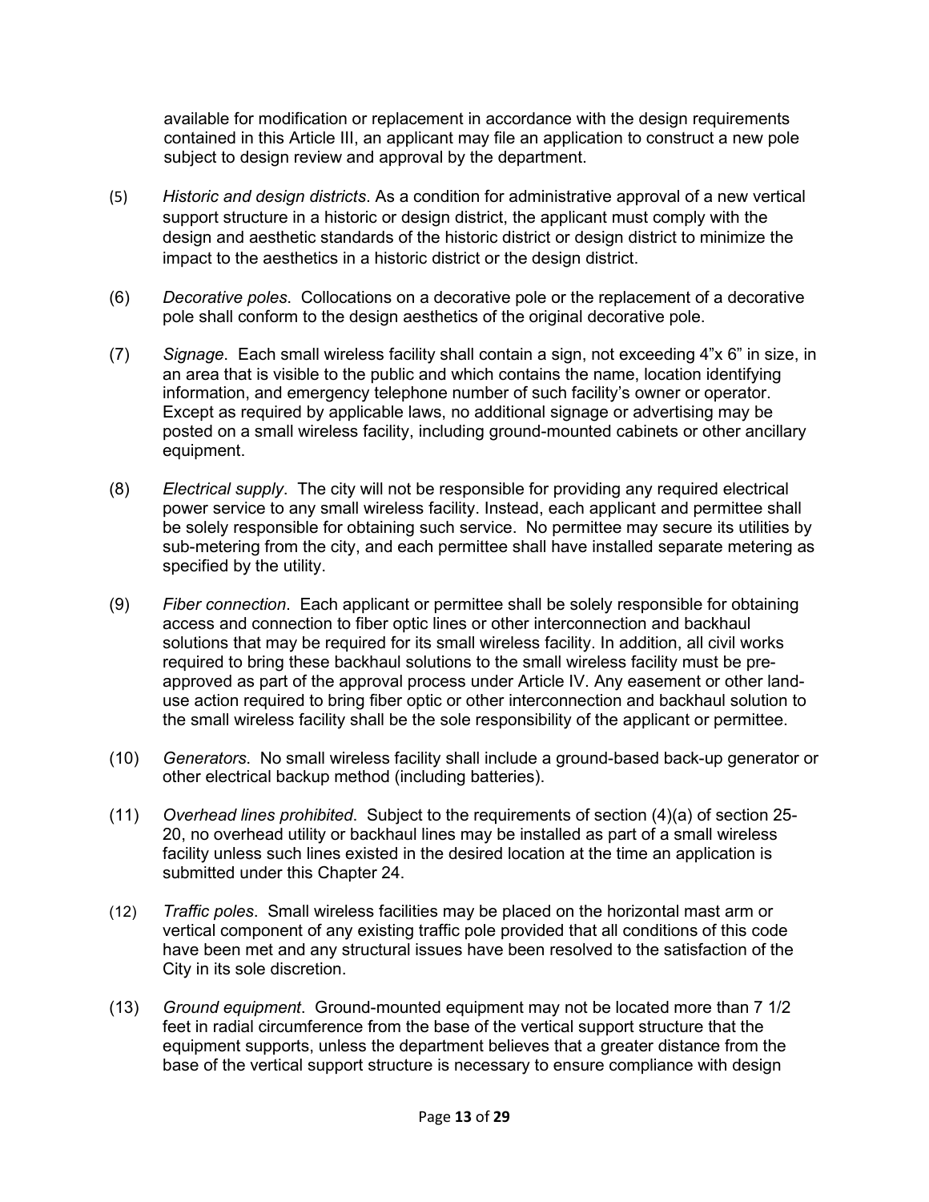available for modification or replacement in accordance with the design requirements contained in this Article III, an applicant may file an application to construct a new pole subject to design review and approval by the department.

(5) *Historic and design districts*. As a condition for administrative approval of a new vertical support structure in a historic or design district, the applicant must comply with the design and aesthetic standards of the historic district or design district to minimize the impact to the aesthetics in a historic district or the design district.

(6) *Decorative poles*. Collocations on a decorative pole or the replacement of a decorative pole shall conform to the design aesthetics of the original decorative pole.

(7) *Signage*. Each small wireless facility shall contain a sign, not exceeding 4"x 6" in size, in an area that is visible to the public and which contains the name, location identifying information, and emergency telephone number of such facility's owner or operator. Except as required by applicable laws, no additional signage or advertising may be posted on a small wireless facility, including ground-mounted cabinets or other ancillary equipment.

(8) *Electrical supply*. The city will not be responsible for providing any required electrical power service to any small wireless facility. Instead, each applicant and permittee shall be solely responsible for obtaining such service. No permittee may secure its utilities by sub-metering from the city, and each permittee shall have installed separate metering as specified by the utility.

(9) *Fiber connection*. Each applicant or permittee shall be solely responsible for obtaining access and connection to fiber optic lines or other interconnection and backhaul solutions that may be required for its small wireless facility. In addition, all civil works required to bring these backhaul solutions to the small wireless facility must be pre-approved as part of the approval process under Article IV. Any easement or other land-use action required to bring fiber optic or other interconnection and backhaul solution to the small wireless facility shall be the sole responsibility of the applicant or permittee.

(10) *Generators*. No small wireless facility shall include a ground-based back-up generator or other electrical backup method (including batteries).

(11) *Overhead lines prohibited*. Subject to the requirements of section (4)(a) of section 25-20, no overhead utility or backhaul lines may be installed as part of a small wireless facility unless such lines existed in the desired location at the time an application is submitted under this Chapter 24.

(12) *Traffic poles*. Small wireless facilities may be placed on the horizontal mast arm or vertical component of any existing traffic pole provided that all conditions of this code have been met and any structural issues have been resolved to the satisfaction of the City in its sole discretion.

(13) *Ground equipment*. Ground-mounted equipment may not be located more than 7 1/2 feet in radial circumference from the base of the vertical support structure that the equipment supports, unless the department believes that a greater distance from the base of the vertical support structure is necessary to ensure compliance with design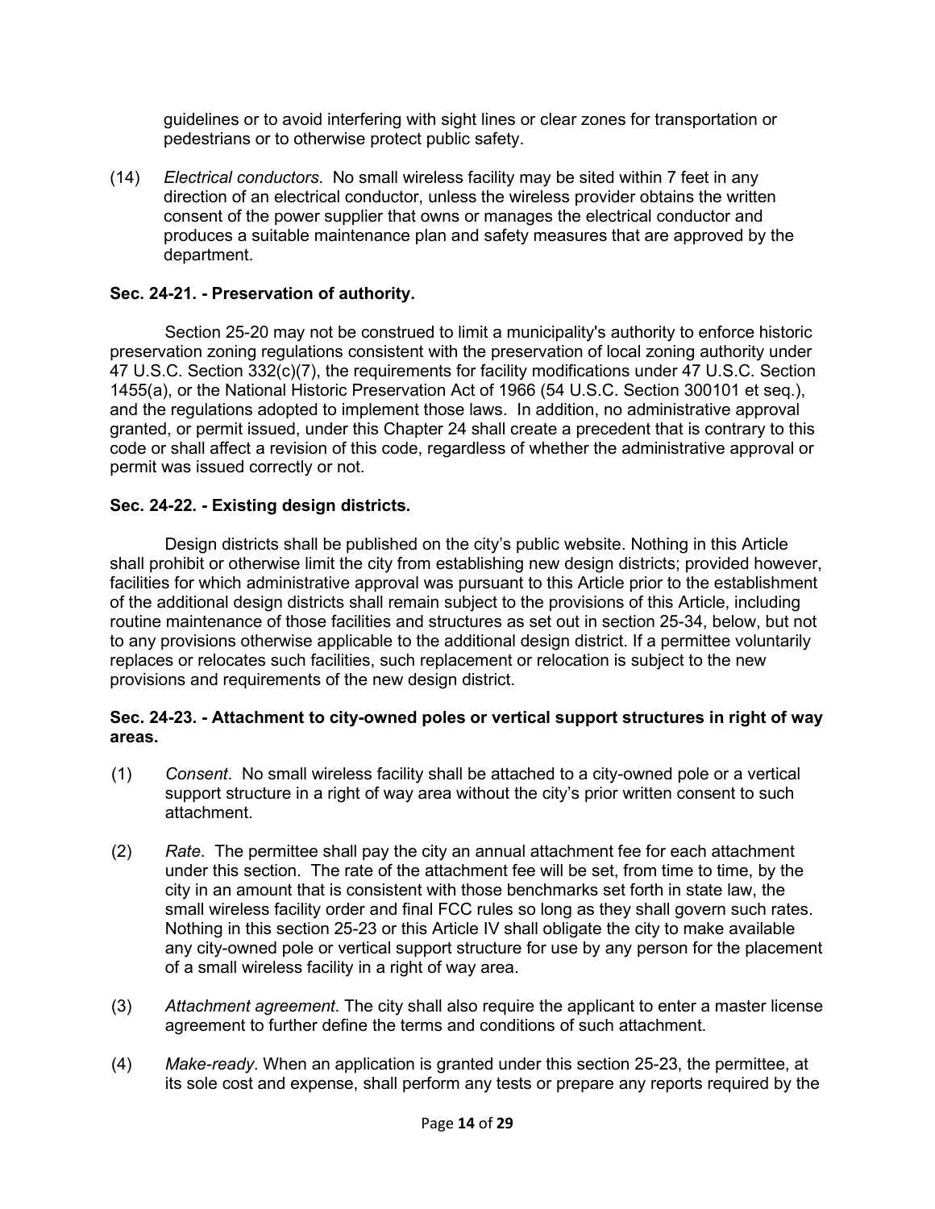guidelines or to avoid interfering with sight lines or clear zones for transportation or pedestrians or to otherwise protect public safety.

(14) *Electrical conductors*. No small wireless facility may be sited within 7 feet in any direction of an electrical conductor, unless the wireless provider obtains the written consent of the power supplier that owns or manages the electrical conductor and produces a suitable maintenance plan and safety measures that are approved by the department.

**Sec. 24-21. - Preservation of authority.**

Section 25-20 may not be construed to limit a municipality's authority to enforce historic preservation zoning regulations consistent with the preservation of local zoning authority under 47 U.S.C. Section 332(c)(7), the requirements for facility modifications under 47 U.S.C. Section 1455(a), or the National Historic Preservation Act of 1966 (54 U.S.C. Section 300101 et seq.), and the regulations adopted to implement those laws. In addition, no administrative approval granted, or permit issued, under this Chapter 24 shall create a precedent that is contrary to this code or shall affect a revision of this code, regardless of whether the administrative approval or permit was issued correctly or not.

**Sec. 24-22. - Existing design districts.**

Design districts shall be published on the city's public website. Nothing in this Article shall prohibit or otherwise limit the city from establishing new design districts; provided however, facilities for which administrative approval was pursuant to this Article prior to the establishment of the additional design districts shall remain subject to the provisions of this Article, including routine maintenance of those facilities and structures as set out in section 25-34, below, but not to any provisions otherwise applicable to the additional design district. If a permittee voluntarily replaces or relocates such facilities, such replacement or relocation is subject to the new provisions and requirements of the new design district.

**Sec. 24-23. - Attachment to city-owned poles or vertical support structures in right of way areas.**

(1) *Consent*. No small wireless facility shall be attached to a city-owned pole or a vertical support structure in a right of way area without the city's prior written consent to such attachment.

(2) *Rate*. The permittee shall pay the city an annual attachment fee for each attachment under this section. The rate of the attachment fee will be set, from time to time, by the city in an amount that is consistent with those benchmarks set forth in state law, the small wireless facility order and final FCC rules so long as they shall govern such rates. Nothing in this section 25-23 or this Article IV shall obligate the city to make available any city-owned pole or vertical support structure for use by any person for the placement of a small wireless facility in a right of way area.

(3) *Attachment agreement*. The city shall also require the applicant to enter a master license agreement to further define the terms and conditions of such attachment.

(4) *Make-ready*. When an application is granted under this section 25-23, the permittee, at its sole cost and expense, shall perform any tests or prepare any reports required by the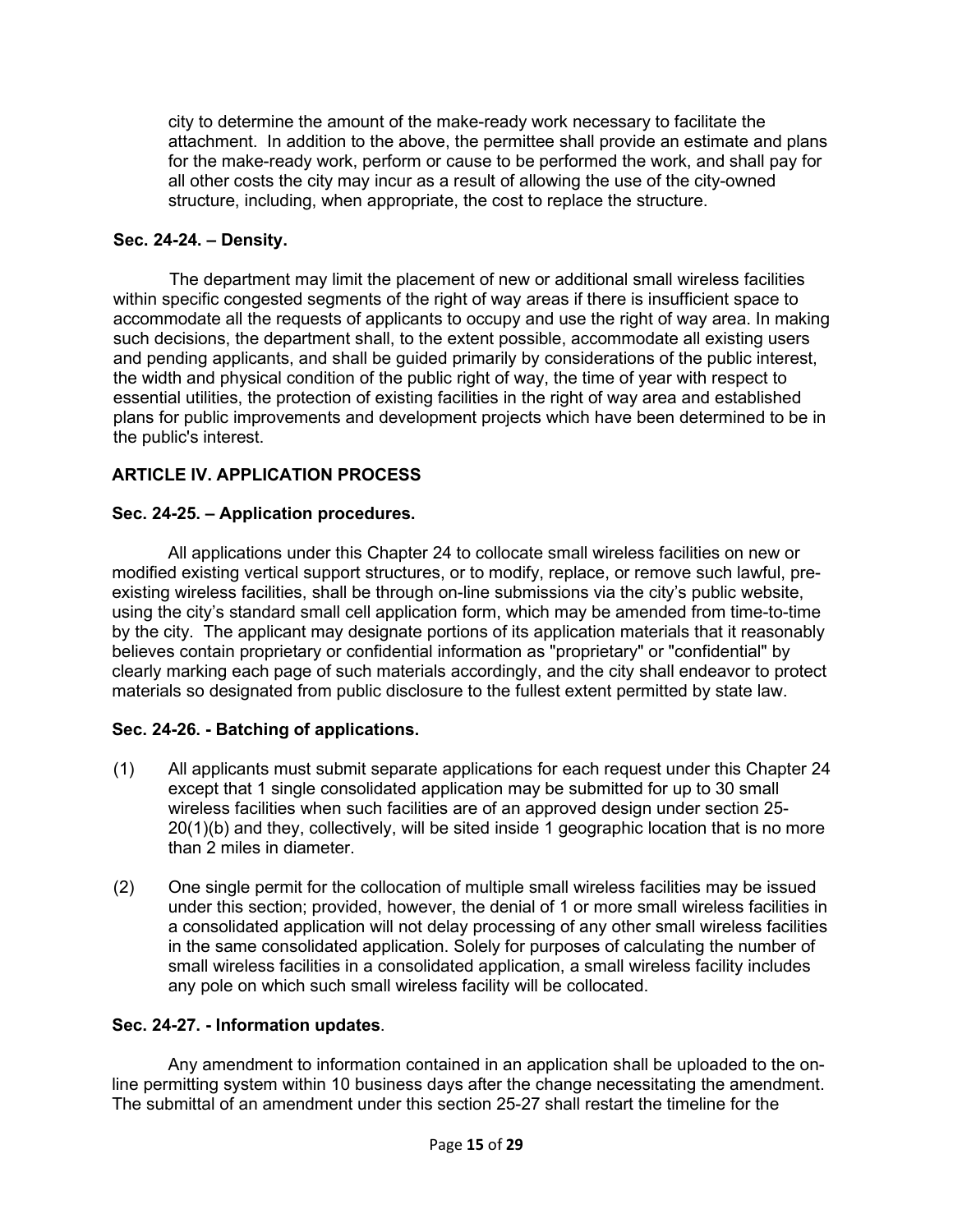city to determine the amount of the make-ready work necessary to facilitate the attachment. In addition to the above, the permittee shall provide an estimate and plans for the make-ready work, perform or cause to be performed the work, and shall pay for all other costs the city may incur as a result of allowing the use of the city-owned structure, including, when appropriate, the cost to replace the structure.

**Sec. 24-24. – Density.**

The department may limit the placement of new or additional small wireless facilities within specific congested segments of the right of way areas if there is insufficient space to accommodate all the requests of applicants to occupy and use the right of way area. In making such decisions, the department shall, to the extent possible, accommodate all existing users and pending applicants, and shall be guided primarily by considerations of the public interest, the width and physical condition of the public right of way, the time of year with respect to essential utilities, the protection of existing facilities in the right of way area and established plans for public improvements and development projects which have been determined to be in the public's interest.

## ARTICLE IV. APPLICATION PROCESS

**Sec. 24-25. – Application procedures.**

All applications under this Chapter 24 to collocate small wireless facilities on new or modified existing vertical support structures, or to modify, replace, or remove such lawful, pre-existing wireless facilities, shall be through on-line submissions via the city's public website, using the city's standard small cell application form, which may be amended from time-to-time by the city. The applicant may designate portions of its application materials that it reasonably believes contain proprietary or confidential information as "proprietary" or "confidential" by clearly marking each page of such materials accordingly, and the city shall endeavor to protect materials so designated from public disclosure to the fullest extent permitted by state law.

**Sec. 24-26. - Batching of applications.**

(1) All applicants must submit separate applications for each request under this Chapter 24 except that 1 single consolidated application may be submitted for up to 30 small wireless facilities when such facilities are of an approved design under section 25-20(1)(b) and they, collectively, will be sited inside 1 geographic location that is no more than 2 miles in diameter.

(2) One single permit for the collocation of multiple small wireless facilities may be issued under this section; provided, however, the denial of 1 or more small wireless facilities in a consolidated application will not delay processing of any other small wireless facilities in the same consolidated application. Solely for purposes of calculating the number of small wireless facilities in a consolidated application, a small wireless facility includes any pole on which such small wireless facility will be collocated.

**Sec. 24-27. - Information updates**.

Any amendment to information contained in an application shall be uploaded to the on-line permitting system within 10 business days after the change necessitating the amendment. The submittal of an amendment under this section 25-27 shall restart the timeline for the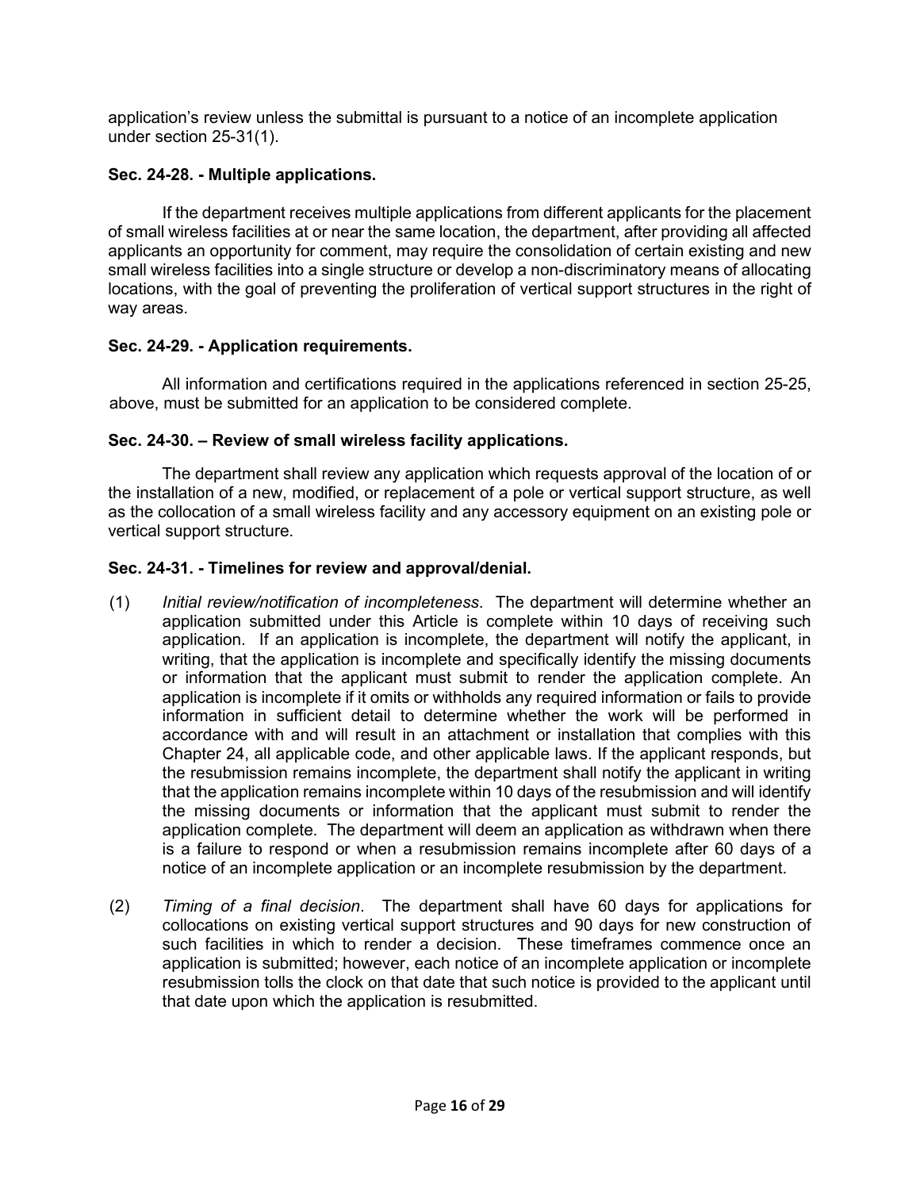application's review unless the submittal is pursuant to a notice of an incomplete application under section 25-31(1).

**Sec. 24-28. - Multiple applications.**

If the department receives multiple applications from different applicants for the placement of small wireless facilities at or near the same location, the department, after providing all affected applicants an opportunity for comment, may require the consolidation of certain existing and new small wireless facilities into a single structure or develop a non-discriminatory means of allocating locations, with the goal of preventing the proliferation of vertical support structures in the right of way areas.

**Sec. 24-29. - Application requirements.**

All information and certifications required in the applications referenced in section 25-25, above, must be submitted for an application to be considered complete.

**Sec. 24-30. – Review of small wireless facility applications.**

The department shall review any application which requests approval of the location of or the installation of a new, modified, or replacement of a pole or vertical support structure, as well as the collocation of a small wireless facility and any accessory equipment on an existing pole or vertical support structure.

**Sec. 24-31. - Timelines for review and approval/denial.**

(1) *Initial review/notification of incompleteness*. The department will determine whether an application submitted under this Article is complete within 10 days of receiving such application. If an application is incomplete, the department will notify the applicant, in writing, that the application is incomplete and specifically identify the missing documents or information that the applicant must submit to render the application complete. An application is incomplete if it omits or withholds any required information or fails to provide information in sufficient detail to determine whether the work will be performed in accordance with and will result in an attachment or installation that complies with this Chapter 24, all applicable code, and other applicable laws. If the applicant responds, but the resubmission remains incomplete, the department shall notify the applicant in writing that the application remains incomplete within 10 days of the resubmission and will identify the missing documents or information that the applicant must submit to render the application complete. The department will deem an application as withdrawn when there is a failure to respond or when a resubmission remains incomplete after 60 days of a notice of an incomplete application or an incomplete resubmission by the department.

(2) *Timing of a final decision*. The department shall have 60 days for applications for collocations on existing vertical support structures and 90 days for new construction of such facilities in which to render a decision. These timeframes commence once an application is submitted; however, each notice of an incomplete application or incomplete resubmission tolls the clock on that date that such notice is provided to the applicant until that date upon which the application is resubmitted.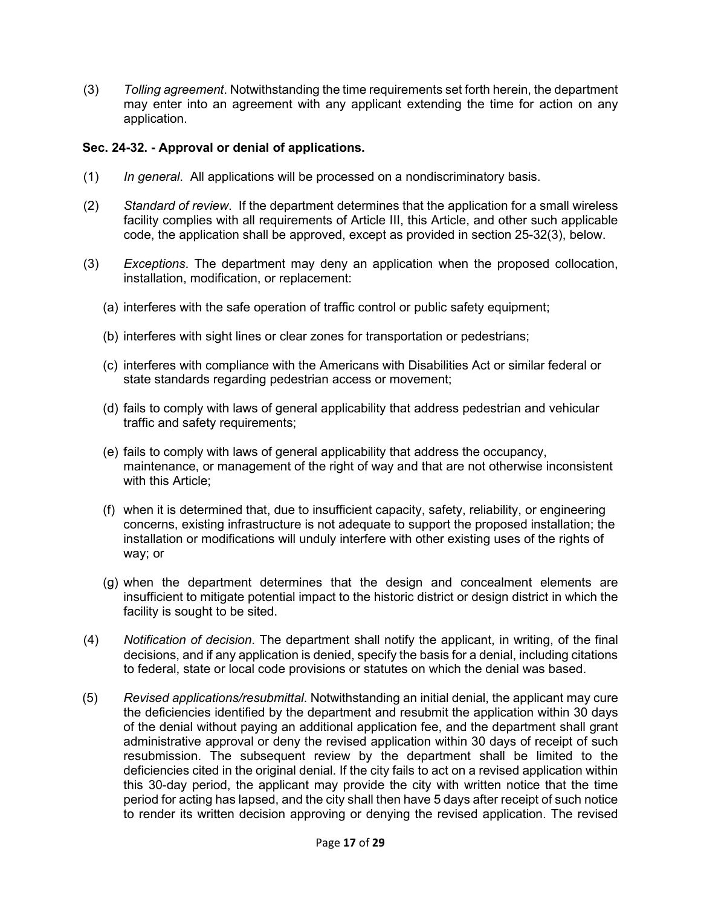(3) *Tolling agreement*. Notwithstanding the time requirements set forth herein, the department may enter into an agreement with any applicant extending the time for action on any application.

**Sec. 24-32. - Approval or denial of applications.**

(1) *In general*. All applications will be processed on a nondiscriminatory basis.

(2) *Standard of review*. If the department determines that the application for a small wireless facility complies with all requirements of Article III, this Article, and other such applicable code, the application shall be approved, except as provided in section 25-32(3), below.

(3) *Exceptions*. The department may deny an application when the proposed collocation, installation, modification, or replacement:

(a) interferes with the safe operation of traffic control or public safety equipment;

(b) interferes with sight lines or clear zones for transportation or pedestrians;

(c) interferes with compliance with the Americans with Disabilities Act or similar federal or state standards regarding pedestrian access or movement;

(d) fails to comply with laws of general applicability that address pedestrian and vehicular traffic and safety requirements;

(e) fails to comply with laws of general applicability that address the occupancy, maintenance, or management of the right of way and that are not otherwise inconsistent with this Article;

(f) when it is determined that, due to insufficient capacity, safety, reliability, or engineering concerns, existing infrastructure is not adequate to support the proposed installation; the installation or modifications will unduly interfere with other existing uses of the rights of way; or

(g) when the department determines that the design and concealment elements are insufficient to mitigate potential impact to the historic district or design district in which the facility is sought to be sited.

(4) *Notification of decision*. The department shall notify the applicant, in writing, of the final decisions, and if any application is denied, specify the basis for a denial, including citations to federal, state or local code provisions or statutes on which the denial was based.

(5) *Revised applications/resubmittal*. Notwithstanding an initial denial, the applicant may cure the deficiencies identified by the department and resubmit the application within 30 days of the denial without paying an additional application fee, and the department shall grant administrative approval or deny the revised application within 30 days of receipt of such resubmission. The subsequent review by the department shall be limited to the deficiencies cited in the original denial. If the city fails to act on a revised application within this 30-day period, the applicant may provide the city with written notice that the time period for acting has lapsed, and the city shall then have 5 days after receipt of such notice to render its written decision approving or denying the revised application. The revised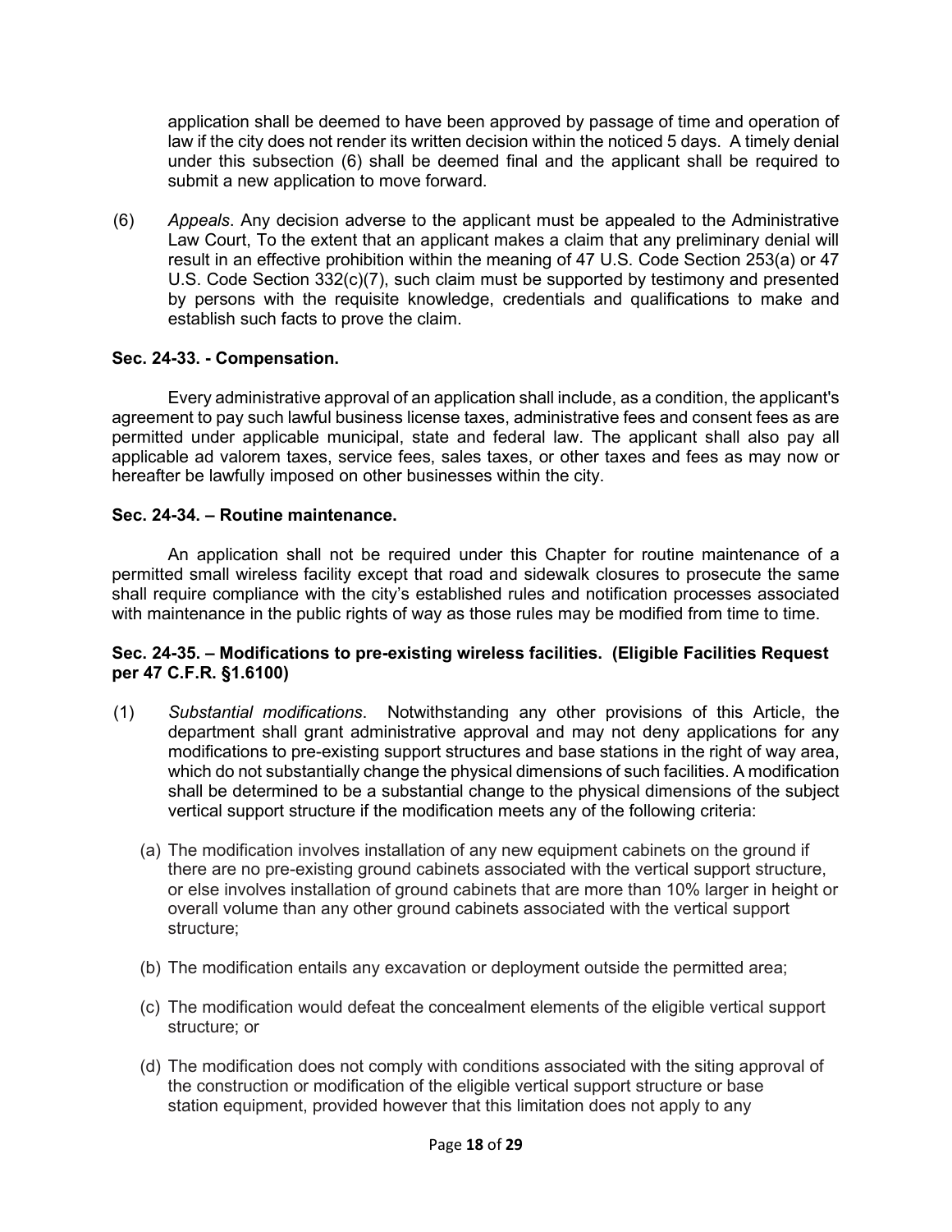application shall be deemed to have been approved by passage of time and operation of law if the city does not render its written decision within the noticed 5 days. A timely denial under this subsection (6) shall be deemed final and the applicant shall be required to submit a new application to move forward.

(6) *Appeals*. Any decision adverse to the applicant must be appealed to the Administrative Law Court, To the extent that an applicant makes a claim that any preliminary denial will result in an effective prohibition within the meaning of 47 U.S. Code Section 253(a) or 47 U.S. Code Section 332(c)(7), such claim must be supported by testimony and presented by persons with the requisite knowledge, credentials and qualifications to make and establish such facts to prove the claim.

**Sec. 24-33. - Compensation.**

Every administrative approval of an application shall include, as a condition, the applicant's agreement to pay such lawful business license taxes, administrative fees and consent fees as are permitted under applicable municipal, state and federal law. The applicant shall also pay all applicable ad valorem taxes, service fees, sales taxes, or other taxes and fees as may now or hereafter be lawfully imposed on other businesses within the city.

**Sec. 24-34. – Routine maintenance.**

An application shall not be required under this Chapter for routine maintenance of a permitted small wireless facility except that road and sidewalk closures to prosecute the same shall require compliance with the city's established rules and notification processes associated with maintenance in the public rights of way as those rules may be modified from time to time.

**Sec. 24-35. – Modifications to pre-existing wireless facilities. (Eligible Facilities Request per 47 C.F.R. §1.6100)**

(1) *Substantial modifications*. Notwithstanding any other provisions of this Article, the department shall grant administrative approval and may not deny applications for any modifications to pre-existing support structures and base stations in the right of way area, which do not substantially change the physical dimensions of such facilities. A modification shall be determined to be a substantial change to the physical dimensions of the subject vertical support structure if the modification meets any of the following criteria:

   (a) The modification involves installation of any new equipment cabinets on the ground if there are no pre-existing ground cabinets associated with the vertical support structure, or else involves installation of ground cabinets that are more than 10% larger in height or overall volume than any other ground cabinets associated with the vertical support structure;

   (b) The modification entails any excavation or deployment outside the permitted area;

   (c) The modification would defeat the concealment elements of the eligible vertical support structure; or

   (d) The modification does not comply with conditions associated with the siting approval of the construction or modification of the eligible vertical support structure or base station equipment, provided however that this limitation does not apply to any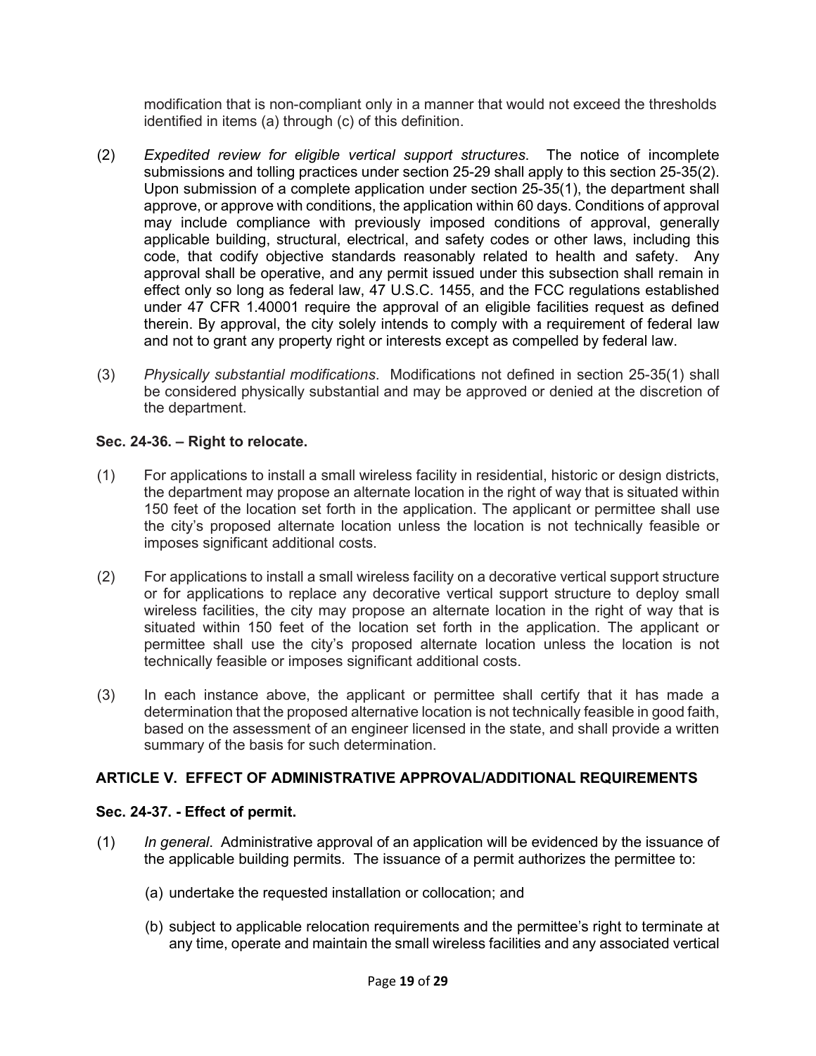modification that is non-compliant only in a manner that would not exceed the thresholds identified in items (a) through (c) of this definition.

(2) *Expedited review for eligible vertical support structures*. The notice of incomplete submissions and tolling practices under section 25-29 shall apply to this section 25-35(2). Upon submission of a complete application under section 25-35(1), the department shall approve, or approve with conditions, the application within 60 days. Conditions of approval may include compliance with previously imposed conditions of approval, generally applicable building, structural, electrical, and safety codes or other laws, including this code, that codify objective standards reasonably related to health and safety. Any approval shall be operative, and any permit issued under this subsection shall remain in effect only so long as federal law, 47 U.S.C. 1455, and the FCC regulations established under 47 CFR 1.40001 require the approval of an eligible facilities request as defined therein. By approval, the city solely intends to comply with a requirement of federal law and not to grant any property right or interests except as compelled by federal law.

(3) *Physically substantial modifications*. Modifications not defined in section 25-35(1) shall be considered physically substantial and may be approved or denied at the discretion of the department.

### Sec. 24-36. – Right to relocate.

(1) For applications to install a small wireless facility in residential, historic or design districts, the department may propose an alternate location in the right of way that is situated within 150 feet of the location set forth in the application. The applicant or permittee shall use the city's proposed alternate location unless the location is not technically feasible or imposes significant additional costs.

(2) For applications to install a small wireless facility on a decorative vertical support structure or for applications to replace any decorative vertical support structure to deploy small wireless facilities, the city may propose an alternate location in the right of way that is situated within 150 feet of the location set forth in the application. The applicant or permittee shall use the city's proposed alternate location unless the location is not technically feasible or imposes significant additional costs.

(3) In each instance above, the applicant or permittee shall certify that it has made a determination that the proposed alternative location is not technically feasible in good faith, based on the assessment of an engineer licensed in the state, and shall provide a written summary of the basis for such determination.

## ARTICLE V. EFFECT OF ADMINISTRATIVE APPROVAL/ADDITIONAL REQUIREMENTS

### Sec. 24-37. - Effect of permit.

(1) *In general*. Administrative approval of an application will be evidenced by the issuance of the applicable building permits. The issuance of a permit authorizes the permittee to:

(a) undertake the requested installation or collocation; and

(b) subject to applicable relocation requirements and the permittee's right to terminate at any time, operate and maintain the small wireless facilities and any associated vertical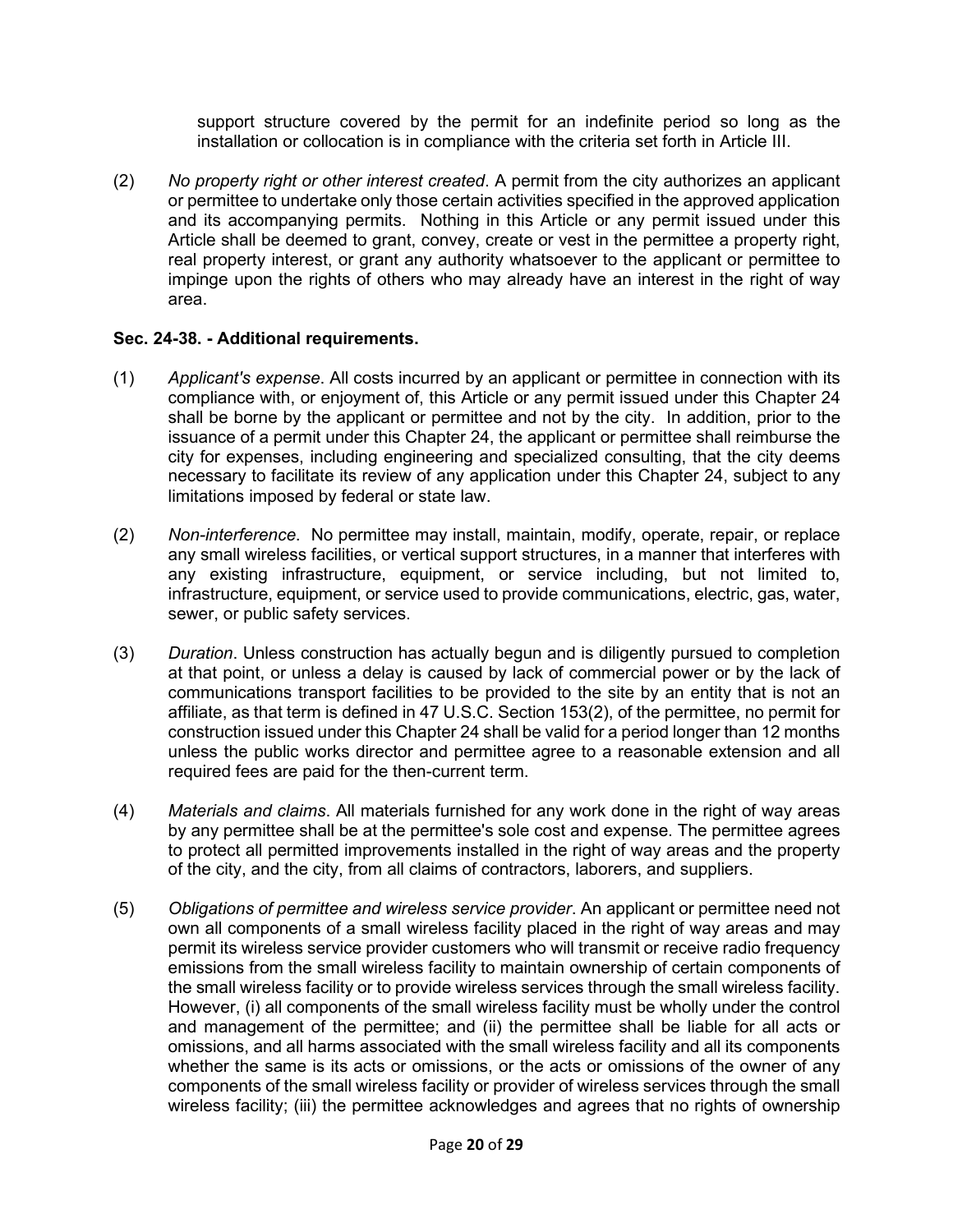support structure covered by the permit for an indefinite period so long as the installation or collocation is in compliance with the criteria set forth in Article III.

(2) *No property right or other interest created*. A permit from the city authorizes an applicant or permittee to undertake only those certain activities specified in the approved application and its accompanying permits. Nothing in this Article or any permit issued under this Article shall be deemed to grant, convey, create or vest in the permittee a property right, real property interest, or grant any authority whatsoever to the applicant or permittee to impinge upon the rights of others who may already have an interest in the right of way area.

**Sec. 24-38. - Additional requirements.**

(1) *Applicant's expense*. All costs incurred by an applicant or permittee in connection with its compliance with, or enjoyment of, this Article or any permit issued under this Chapter 24 shall be borne by the applicant or permittee and not by the city. In addition, prior to the issuance of a permit under this Chapter 24, the applicant or permittee shall reimburse the city for expenses, including engineering and specialized consulting, that the city deems necessary to facilitate its review of any application under this Chapter 24, subject to any limitations imposed by federal or state law.

(2) *Non-interference*. No permittee may install, maintain, modify, operate, repair, or replace any small wireless facilities, or vertical support structures, in a manner that interferes with any existing infrastructure, equipment, or service including, but not limited to, infrastructure, equipment, or service used to provide communications, electric, gas, water, sewer, or public safety services.

(3) *Duration*. Unless construction has actually begun and is diligently pursued to completion at that point, or unless a delay is caused by lack of commercial power or by the lack of communications transport facilities to be provided to the site by an entity that is not an affiliate, as that term is defined in 47 U.S.C. Section 153(2), of the permittee, no permit for construction issued under this Chapter 24 shall be valid for a period longer than 12 months unless the public works director and permittee agree to a reasonable extension and all required fees are paid for the then-current term.

(4) *Materials and claims*. All materials furnished for any work done in the right of way areas by any permittee shall be at the permittee's sole cost and expense. The permittee agrees to protect all permitted improvements installed in the right of way areas and the property of the city, and the city, from all claims of contractors, laborers, and suppliers.

(5) *Obligations of permittee and wireless service provider*. An applicant or permittee need not own all components of a small wireless facility placed in the right of way areas and may permit its wireless service provider customers who will transmit or receive radio frequency emissions from the small wireless facility to maintain ownership of certain components of the small wireless facility or to provide wireless services through the small wireless facility. However, (i) all components of the small wireless facility must be wholly under the control and management of the permittee; and (ii) the permittee shall be liable for all acts or omissions, and all harms associated with the small wireless facility and all its components whether the same is its acts or omissions, or the acts or omissions of the owner of any components of the small wireless facility or provider of wireless services through the small wireless facility; (iii) the permittee acknowledges and agrees that no rights of ownership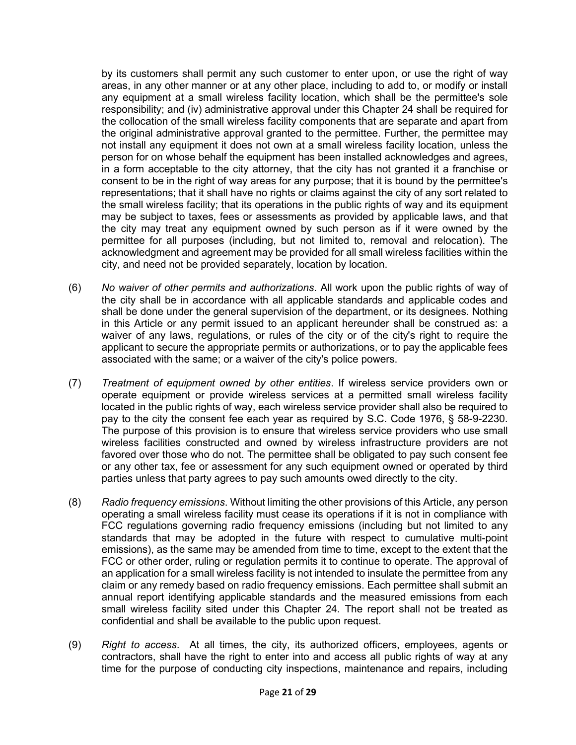by its customers shall permit any such customer to enter upon, or use the right of way areas, in any other manner or at any other place, including to add to, or modify or install any equipment at a small wireless facility location, which shall be the permittee's sole responsibility; and (iv) administrative approval under this Chapter 24 shall be required for the collocation of the small wireless facility components that are separate and apart from the original administrative approval granted to the permittee. Further, the permittee may not install any equipment it does not own at a small wireless facility location, unless the person for on whose behalf the equipment has been installed acknowledges and agrees, in a form acceptable to the city attorney, that the city has not granted it a franchise or consent to be in the right of way areas for any purpose; that it is bound by the permittee's representations; that it shall have no rights or claims against the city of any sort related to the small wireless facility; that its operations in the public rights of way and its equipment may be subject to taxes, fees or assessments as provided by applicable laws, and that the city may treat any equipment owned by such person as if it were owned by the permittee for all purposes (including, but not limited to, removal and relocation). The acknowledgment and agreement may be provided for all small wireless facilities within the city, and need not be provided separately, location by location.

(6) *No waiver of other permits and authorizations*. All work upon the public rights of way of the city shall be in accordance with all applicable standards and applicable codes and shall be done under the general supervision of the department, or its designees. Nothing in this Article or any permit issued to an applicant hereunder shall be construed as: a waiver of any laws, regulations, or rules of the city or of the city's right to require the applicant to secure the appropriate permits or authorizations, or to pay the applicable fees associated with the same; or a waiver of the city's police powers.

(7) *Treatment of equipment owned by other entities*. If wireless service providers own or operate equipment or provide wireless services at a permitted small wireless facility located in the public rights of way, each wireless service provider shall also be required to pay to the city the consent fee each year as required by S.C. Code 1976, § 58-9-2230. The purpose of this provision is to ensure that wireless service providers who use small wireless facilities constructed and owned by wireless infrastructure providers are not favored over those who do not. The permittee shall be obligated to pay such consent fee or any other tax, fee or assessment for any such equipment owned or operated by third parties unless that party agrees to pay such amounts owed directly to the city.

(8) *Radio frequency emissions*. Without limiting the other provisions of this Article, any person operating a small wireless facility must cease its operations if it is not in compliance with FCC regulations governing radio frequency emissions (including but not limited to any standards that may be adopted in the future with respect to cumulative multi-point emissions), as the same may be amended from time to time, except to the extent that the FCC or other order, ruling or regulation permits it to continue to operate. The approval of an application for a small wireless facility is not intended to insulate the permittee from any claim or any remedy based on radio frequency emissions. Each permittee shall submit an annual report identifying applicable standards and the measured emissions from each small wireless facility sited under this Chapter 24. The report shall not be treated as confidential and shall be available to the public upon request.

(9) *Right to access*. At all times, the city, its authorized officers, employees, agents or contractors, shall have the right to enter into and access all public rights of way at any time for the purpose of conducting city inspections, maintenance and repairs, including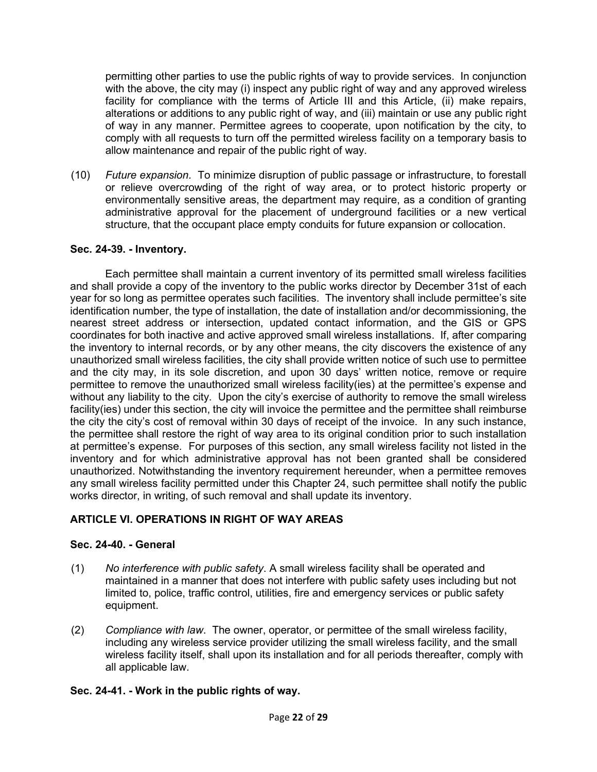permitting other parties to use the public rights of way to provide services. In conjunction with the above, the city may (i) inspect any public right of way and any approved wireless facility for compliance with the terms of Article III and this Article, (ii) make repairs, alterations or additions to any public right of way, and (iii) maintain or use any public right of way in any manner. Permittee agrees to cooperate, upon notification by the city, to comply with all requests to turn off the permitted wireless facility on a temporary basis to allow maintenance and repair of the public right of way.

(10) *Future expansion*. To minimize disruption of public passage or infrastructure, to forestall or relieve overcrowding of the right of way area, or to protect historic property or environmentally sensitive areas, the department may require, as a condition of granting administrative approval for the placement of underground facilities or a new vertical structure, that the occupant place empty conduits for future expansion or collocation.

**Sec. 24-39. - Inventory.**

Each permittee shall maintain a current inventory of its permitted small wireless facilities and shall provide a copy of the inventory to the public works director by December 31st of each year for so long as permittee operates such facilities. The inventory shall include permittee's site identification number, the type of installation, the date of installation and/or decommissioning, the nearest street address or intersection, updated contact information, and the GIS or GPS coordinates for both inactive and active approved small wireless installations. If, after comparing the inventory to internal records, or by any other means, the city discovers the existence of any unauthorized small wireless facilities, the city shall provide written notice of such use to permittee and the city may, in its sole discretion, and upon 30 days' written notice, remove or require permittee to remove the unauthorized small wireless facility(ies) at the permittee's expense and without any liability to the city. Upon the city's exercise of authority to remove the small wireless facility(ies) under this section, the city will invoice the permittee and the permittee shall reimburse the city the city's cost of removal within 30 days of receipt of the invoice. In any such instance, the permittee shall restore the right of way area to its original condition prior to such installation at permittee's expense. For purposes of this section, any small wireless facility not listed in the inventory and for which administrative approval has not been granted shall be considered unauthorized. Notwithstanding the inventory requirement hereunder, when a permittee removes any small wireless facility permitted under this Chapter 24, such permittee shall notify the public works director, in writing, of such removal and shall update its inventory.

## ARTICLE VI. OPERATIONS IN RIGHT OF WAY AREAS

**Sec. 24-40. - General**

(1) *No interference with public safety*. A small wireless facility shall be operated and maintained in a manner that does not interfere with public safety uses including but not limited to, police, traffic control, utilities, fire and emergency services or public safety equipment.

(2) *Compliance with law*. The owner, operator, or permittee of the small wireless facility, including any wireless service provider utilizing the small wireless facility, and the small wireless facility itself, shall upon its installation and for all periods thereafter, comply with all applicable law.

**Sec. 24-41. - Work in the public rights of way.**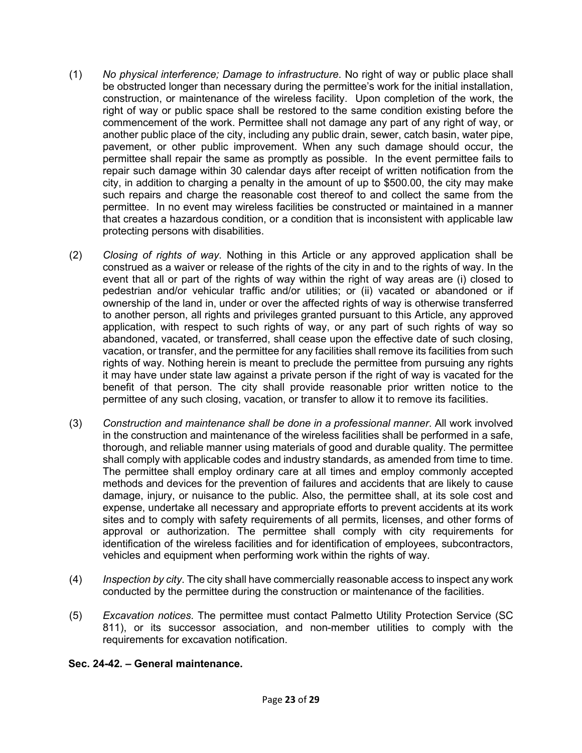(1) *No physical interference; Damage to infrastructure*. No right of way or public place shall be obstructed longer than necessary during the permittee's work for the initial installation, construction, or maintenance of the wireless facility. Upon completion of the work, the right of way or public space shall be restored to the same condition existing before the commencement of the work. Permittee shall not damage any part of any right of way, or another public place of the city, including any public drain, sewer, catch basin, water pipe, pavement, or other public improvement. When any such damage should occur, the permittee shall repair the same as promptly as possible. In the event permittee fails to repair such damage within 30 calendar days after receipt of written notification from the city, in addition to charging a penalty in the amount of up to $500.00, the city may make such repairs and charge the reasonable cost thereof to and collect the same from the permittee. In no event may wireless facilities be constructed or maintained in a manner that creates a hazardous condition, or a condition that is inconsistent with applicable law protecting persons with disabilities.

(2) *Closing of rights of way*. Nothing in this Article or any approved application shall be construed as a waiver or release of the rights of the city in and to the rights of way. In the event that all or part of the rights of way within the right of way areas are (i) closed to pedestrian and/or vehicular traffic and/or utilities; or (ii) vacated or abandoned or if ownership of the land in, under or over the affected rights of way is otherwise transferred to another person, all rights and privileges granted pursuant to this Article, any approved application, with respect to such rights of way, or any part of such rights of way so abandoned, vacated, or transferred, shall cease upon the effective date of such closing, vacation, or transfer, and the permittee for any facilities shall remove its facilities from such rights of way. Nothing herein is meant to preclude the permittee from pursuing any rights it may have under state law against a private person if the right of way is vacated for the benefit of that person. The city shall provide reasonable prior written notice to the permittee of any such closing, vacation, or transfer to allow it to remove its facilities.

(3) *Construction and maintenance shall be done in a professional manner*. All work involved in the construction and maintenance of the wireless facilities shall be performed in a safe, thorough, and reliable manner using materials of good and durable quality. The permittee shall comply with applicable codes and industry standards, as amended from time to time. The permittee shall employ ordinary care at all times and employ commonly accepted methods and devices for the prevention of failures and accidents that are likely to cause damage, injury, or nuisance to the public. Also, the permittee shall, at its sole cost and expense, undertake all necessary and appropriate efforts to prevent accidents at its work sites and to comply with safety requirements of all permits, licenses, and other forms of approval or authorization. The permittee shall comply with city requirements for identification of the wireless facilities and for identification of employees, subcontractors, vehicles and equipment when performing work within the rights of way.

(4) *Inspection by city*. The city shall have commercially reasonable access to inspect any work conducted by the permittee during the construction or maintenance of the facilities.

(5) *Excavation notices*. The permittee must contact Palmetto Utility Protection Service (SC 811), or its successor association, and non-member utilities to comply with the requirements for excavation notification.

**Sec. 24-42. – General maintenance.**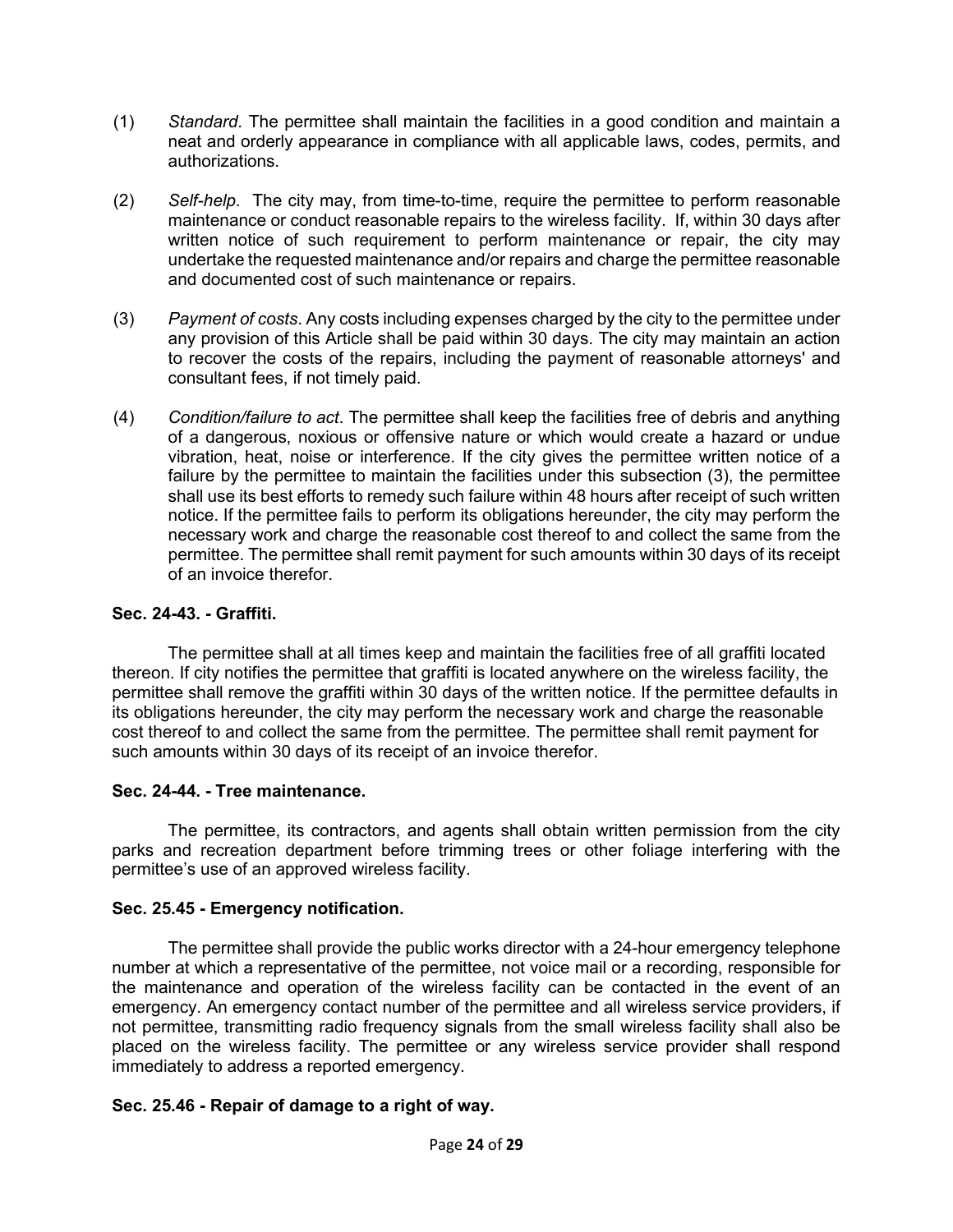(1) *Standard*. The permittee shall maintain the facilities in a good condition and maintain a neat and orderly appearance in compliance with all applicable laws, codes, permits, and authorizations.

(2) *Self-help*. The city may, from time-to-time, require the permittee to perform reasonable maintenance or conduct reasonable repairs to the wireless facility. If, within 30 days after written notice of such requirement to perform maintenance or repair, the city may undertake the requested maintenance and/or repairs and charge the permittee reasonable and documented cost of such maintenance or repairs.

(3) *Payment of costs*. Any costs including expenses charged by the city to the permittee under any provision of this Article shall be paid within 30 days. The city may maintain an action to recover the costs of the repairs, including the payment of reasonable attorneys' and consultant fees, if not timely paid.

(4) *Condition/failure to act*. The permittee shall keep the facilities free of debris and anything of a dangerous, noxious or offensive nature or which would create a hazard or undue vibration, heat, noise or interference. If the city gives the permittee written notice of a failure by the permittee to maintain the facilities under this subsection (3), the permittee shall use its best efforts to remedy such failure within 48 hours after receipt of such written notice. If the permittee fails to perform its obligations hereunder, the city may perform the necessary work and charge the reasonable cost thereof to and collect the same from the permittee. The permittee shall remit payment for such amounts within 30 days of its receipt of an invoice therefor.

**Sec. 24-43. - Graffiti.**

The permittee shall at all times keep and maintain the facilities free of all graffiti located thereon. If city notifies the permittee that graffiti is located anywhere on the wireless facility, the permittee shall remove the graffiti within 30 days of the written notice. If the permittee defaults in its obligations hereunder, the city may perform the necessary work and charge the reasonable cost thereof to and collect the same from the permittee. The permittee shall remit payment for such amounts within 30 days of its receipt of an invoice therefor.

**Sec. 24-44. - Tree maintenance.**

The permittee, its contractors, and agents shall obtain written permission from the city parks and recreation department before trimming trees or other foliage interfering with the permittee's use of an approved wireless facility.

**Sec. 25.45 - Emergency notification.**

The permittee shall provide the public works director with a 24-hour emergency telephone number at which a representative of the permittee, not voice mail or a recording, responsible for the maintenance and operation of the wireless facility can be contacted in the event of an emergency. An emergency contact number of the permittee and all wireless service providers, if not permittee, transmitting radio frequency signals from the small wireless facility shall also be placed on the wireless facility. The permittee or any wireless service provider shall respond immediately to address a reported emergency.

**Sec. 25.46 - Repair of damage to a right of way.**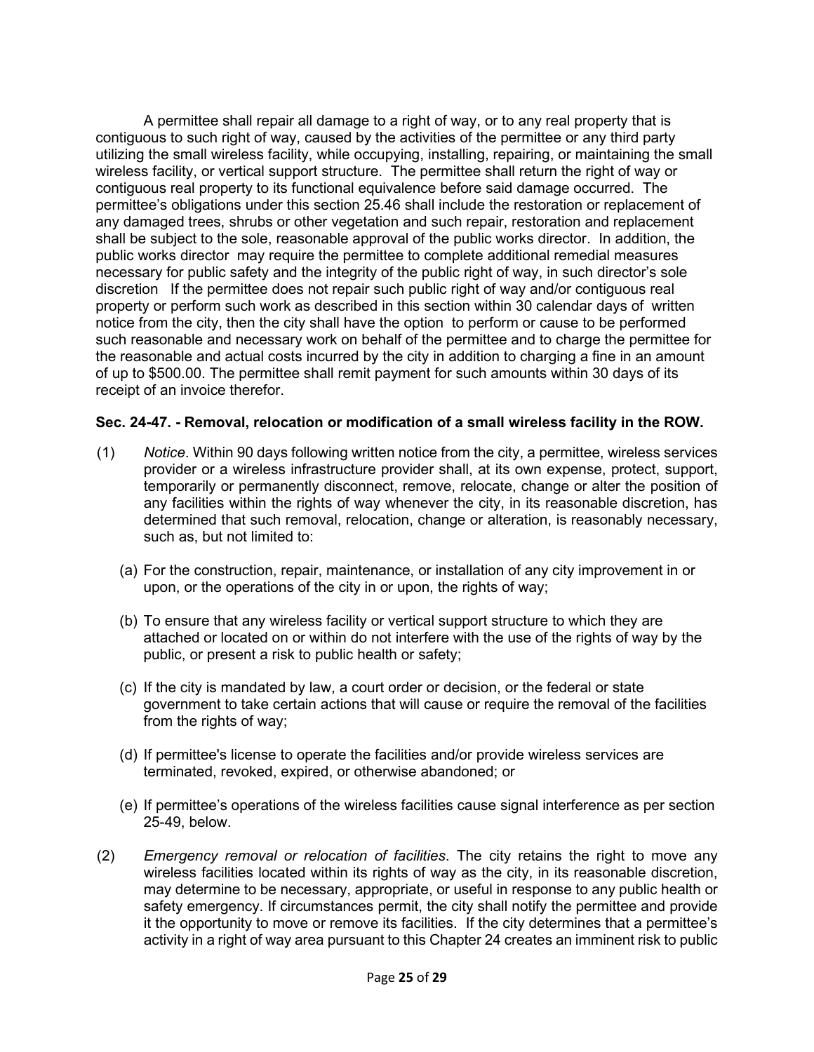A permittee shall repair all damage to a right of way, or to any real property that is contiguous to such right of way, caused by the activities of the permittee or any third party utilizing the small wireless facility, while occupying, installing, repairing, or maintaining the small wireless facility, or vertical support structure. The permittee shall return the right of way or contiguous real property to its functional equivalence before said damage occurred. The permittee's obligations under this section 25.46 shall include the restoration or replacement of any damaged trees, shrubs or other vegetation and such repair, restoration and replacement shall be subject to the sole, reasonable approval of the public works director. In addition, the public works director may require the permittee to complete additional remedial measures necessary for public safety and the integrity of the public right of way, in such director's sole discretion If the permittee does not repair such public right of way and/or contiguous real property or perform such work as described in this section within 30 calendar days of written notice from the city, then the city shall have the option to perform or cause to be performed such reasonable and necessary work on behalf of the permittee and to charge the permittee for the reasonable and actual costs incurred by the city in addition to charging a fine in an amount of up to $500.00. The permittee shall remit payment for such amounts within 30 days of its receipt of an invoice therefor.

**Sec. 24-47. - Removal, relocation or modification of a small wireless facility in the ROW.**

(1) *Notice*. Within 90 days following written notice from the city, a permittee, wireless services provider or a wireless infrastructure provider shall, at its own expense, protect, support, temporarily or permanently disconnect, remove, relocate, change or alter the position of any facilities within the rights of way whenever the city, in its reasonable discretion, has determined that such removal, relocation, change or alteration, is reasonably necessary, such as, but not limited to:

(a) For the construction, repair, maintenance, or installation of any city improvement in or upon, or the operations of the city in or upon, the rights of way;

(b) To ensure that any wireless facility or vertical support structure to which they are attached or located on or within do not interfere with the use of the rights of way by the public, or present a risk to public health or safety;

(c) If the city is mandated by law, a court order or decision, or the federal or state government to take certain actions that will cause or require the removal of the facilities from the rights of way;

(d) If permittee's license to operate the facilities and/or provide wireless services are terminated, revoked, expired, or otherwise abandoned; or

(e) If permittee's operations of the wireless facilities cause signal interference as per section 25-49, below.

(2) *Emergency removal or relocation of facilities*. The city retains the right to move any wireless facilities located within its rights of way as the city, in its reasonable discretion, may determine to be necessary, appropriate, or useful in response to any public health or safety emergency. If circumstances permit, the city shall notify the permittee and provide it the opportunity to move or remove its facilities. If the city determines that a permittee's activity in a right of way area pursuant to this Chapter 24 creates an imminent risk to public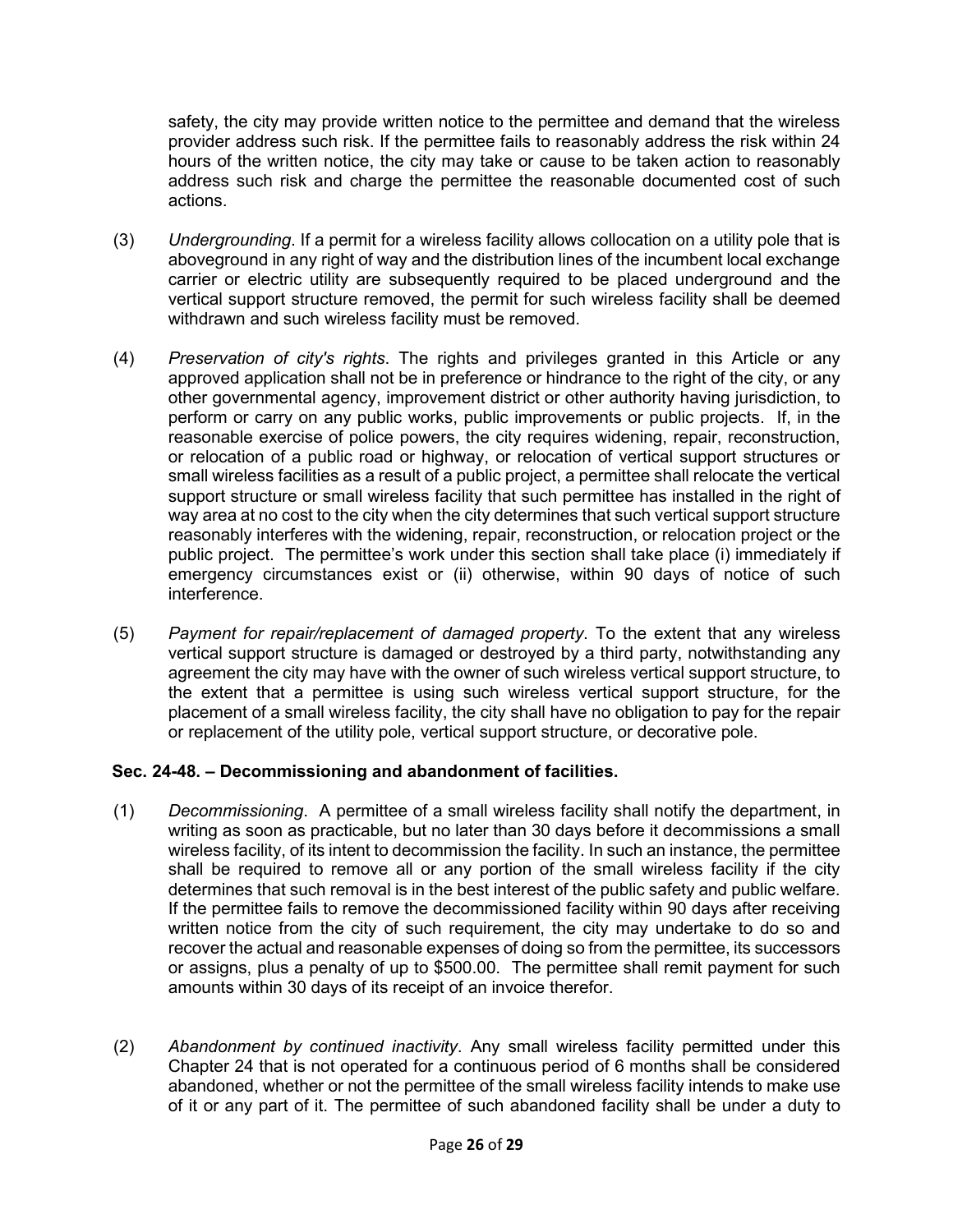safety, the city may provide written notice to the permittee and demand that the wireless provider address such risk. If the permittee fails to reasonably address the risk within 24 hours of the written notice, the city may take or cause to be taken action to reasonably address such risk and charge the permittee the reasonable documented cost of such actions.

(3) *Undergrounding*. If a permit for a wireless facility allows collocation on a utility pole that is aboveground in any right of way and the distribution lines of the incumbent local exchange carrier or electric utility are subsequently required to be placed underground and the vertical support structure removed, the permit for such wireless facility shall be deemed withdrawn and such wireless facility must be removed.

(4) *Preservation of city's rights*. The rights and privileges granted in this Article or any approved application shall not be in preference or hindrance to the right of the city, or any other governmental agency, improvement district or other authority having jurisdiction, to perform or carry on any public works, public improvements or public projects. If, in the reasonable exercise of police powers, the city requires widening, repair, reconstruction, or relocation of a public road or highway, or relocation of vertical support structures or small wireless facilities as a result of a public project, a permittee shall relocate the vertical support structure or small wireless facility that such permittee has installed in the right of way area at no cost to the city when the city determines that such vertical support structure reasonably interferes with the widening, repair, reconstruction, or relocation project or the public project. The permittee's work under this section shall take place (i) immediately if emergency circumstances exist or (ii) otherwise, within 90 days of notice of such interference.

(5) *Payment for repair/replacement of damaged property*. To the extent that any wireless vertical support structure is damaged or destroyed by a third party, notwithstanding any agreement the city may have with the owner of such wireless vertical support structure, to the extent that a permittee is using such wireless vertical support structure, for the placement of a small wireless facility, the city shall have no obligation to pay for the repair or replacement of the utility pole, vertical support structure, or decorative pole.

**Sec. 24-48. – Decommissioning and abandonment of facilities.**

(1) *Decommissioning*. A permittee of a small wireless facility shall notify the department, in writing as soon as practicable, but no later than 30 days before it decommissions a small wireless facility, of its intent to decommission the facility. In such an instance, the permittee shall be required to remove all or any portion of the small wireless facility if the city determines that such removal is in the best interest of the public safety and public welfare. If the permittee fails to remove the decommissioned facility within 90 days after receiving written notice from the city of such requirement, the city may undertake to do so and recover the actual and reasonable expenses of doing so from the permittee, its successors or assigns, plus a penalty of up to $500.00. The permittee shall remit payment for such amounts within 30 days of its receipt of an invoice therefor.

(2) *Abandonment by continued inactivity*. Any small wireless facility permitted under this Chapter 24 that is not operated for a continuous period of 6 months shall be considered abandoned, whether or not the permittee of the small wireless facility intends to make use of it or any part of it. The permittee of such abandoned facility shall be under a duty to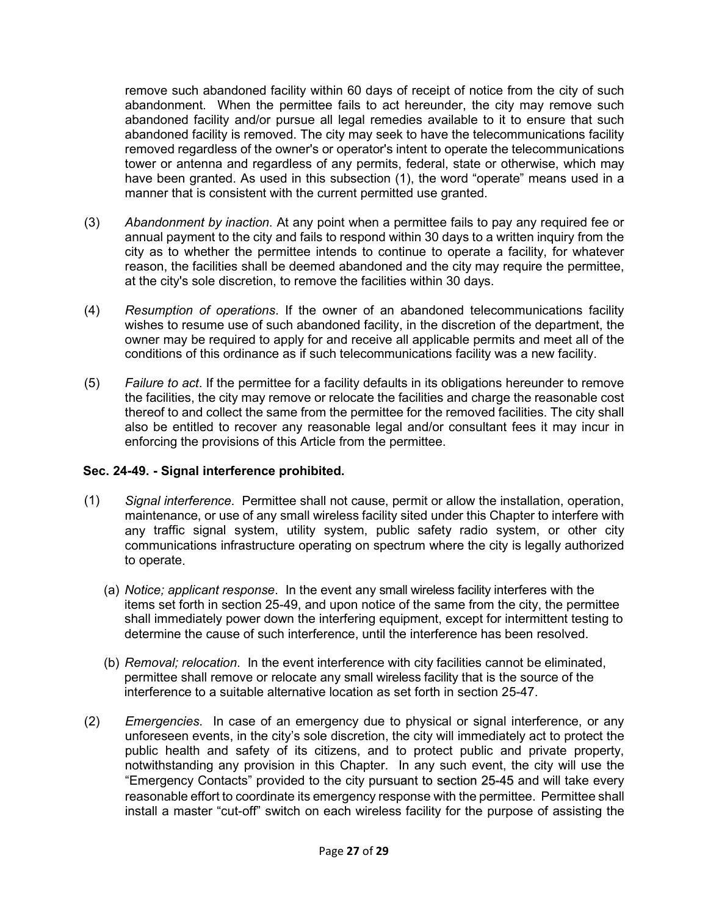remove such abandoned facility within 60 days of receipt of notice from the city of such abandonment. When the permittee fails to act hereunder, the city may remove such abandoned facility and/or pursue all legal remedies available to it to ensure that such abandoned facility is removed. The city may seek to have the telecommunications facility removed regardless of the owner's or operator's intent to operate the telecommunications tower or antenna and regardless of any permits, federal, state or otherwise, which may have been granted. As used in this subsection (1), the word "operate" means used in a manner that is consistent with the current permitted use granted.

(3) *Abandonment by inaction*. At any point when a permittee fails to pay any required fee or annual payment to the city and fails to respond within 30 days to a written inquiry from the city as to whether the permittee intends to continue to operate a facility, for whatever reason, the facilities shall be deemed abandoned and the city may require the permittee, at the city's sole discretion, to remove the facilities within 30 days.

(4) *Resumption of operations*. If the owner of an abandoned telecommunications facility wishes to resume use of such abandoned facility, in the discretion of the department, the owner may be required to apply for and receive all applicable permits and meet all of the conditions of this ordinance as if such telecommunications facility was a new facility.

(5) *Failure to act*. If the permittee for a facility defaults in its obligations hereunder to remove the facilities, the city may remove or relocate the facilities and charge the reasonable cost thereof to and collect the same from the permittee for the removed facilities. The city shall also be entitled to recover any reasonable legal and/or consultant fees it may incur in enforcing the provisions of this Article from the permittee.

**Sec. 24-49. - Signal interference prohibited.**

(1) *Signal interference*. Permittee shall not cause, permit or allow the installation, operation, maintenance, or use of any small wireless facility sited under this Chapter to interfere with any traffic signal system, utility system, public safety radio system, or other city communications infrastructure operating on spectrum where the city is legally authorized to operate.

  (a) *Notice; applicant response*. In the event any small wireless facility interferes with the items set forth in section 25-49, and upon notice of the same from the city, the permittee shall immediately power down the interfering equipment, except for intermittent testing to determine the cause of such interference, until the interference has been resolved.

  (b) *Removal; relocation*. In the event interference with city facilities cannot be eliminated, permittee shall remove or relocate any small wireless facility that is the source of the interference to a suitable alternative location as set forth in section 25-47.

(2) *Emergencies*. In case of an emergency due to physical or signal interference, or any unforeseen events, in the city's sole discretion, the city will immediately act to protect the public health and safety of its citizens, and to protect public and private property, notwithstanding any provision in this Chapter. In any such event, the city will use the "Emergency Contacts" provided to the city pursuant to section 25-45 and will take every reasonable effort to coordinate its emergency response with the permittee. Permittee shall install a master "cut-off" switch on each wireless facility for the purpose of assisting the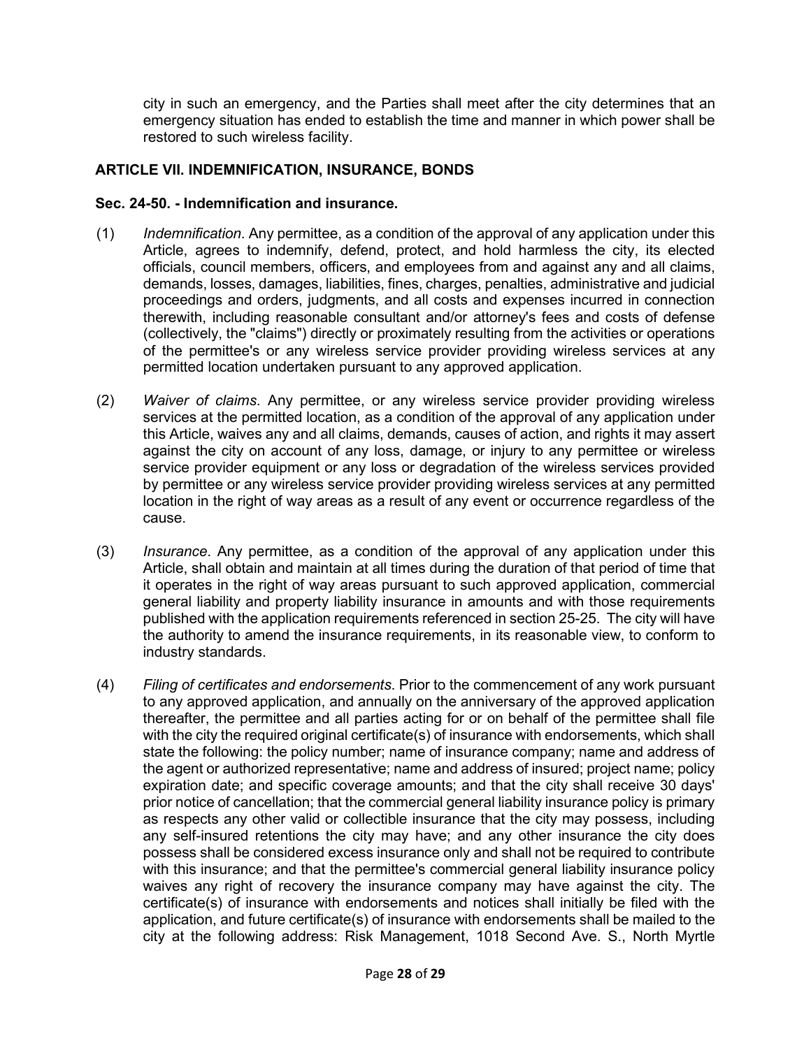city in such an emergency, and the Parties shall meet after the city determines that an emergency situation has ended to establish the time and manner in which power shall be restored to such wireless facility.

## ARTICLE VII. INDEMNIFICATION, INSURANCE, BONDS

### Sec. 24-50. - Indemnification and insurance.

(1) *Indemnification*. Any permittee, as a condition of the approval of any application under this Article, agrees to indemnify, defend, protect, and hold harmless the city, its elected officials, council members, officers, and employees from and against any and all claims, demands, losses, damages, liabilities, fines, charges, penalties, administrative and judicial proceedings and orders, judgments, and all costs and expenses incurred in connection therewith, including reasonable consultant and/or attorney's fees and costs of defense (collectively, the "claims") directly or proximately resulting from the activities or operations of the permittee's or any wireless service provider providing wireless services at any permitted location undertaken pursuant to any approved application.

(2) *Waiver of claims*. Any permittee, or any wireless service provider providing wireless services at the permitted location, as a condition of the approval of any application under this Article, waives any and all claims, demands, causes of action, and rights it may assert against the city on account of any loss, damage, or injury to any permittee or wireless service provider equipment or any loss or degradation of the wireless services provided by permittee or any wireless service provider providing wireless services at any permitted location in the right of way areas as a result of any event or occurrence regardless of the cause.

(3) *Insurance*. Any permittee, as a condition of the approval of any application under this Article, shall obtain and maintain at all times during the duration of that period of time that it operates in the right of way areas pursuant to such approved application, commercial general liability and property liability insurance in amounts and with those requirements published with the application requirements referenced in section 25-25. The city will have the authority to amend the insurance requirements, in its reasonable view, to conform to industry standards.

(4) *Filing of certificates and endorsements*. Prior to the commencement of any work pursuant to any approved application, and annually on the anniversary of the approved application thereafter, the permittee and all parties acting for or on behalf of the permittee shall file with the city the required original certificate(s) of insurance with endorsements, which shall state the following: the policy number; name of insurance company; name and address of the agent or authorized representative; name and address of insured; project name; policy expiration date; and specific coverage amounts; and that the city shall receive 30 days' prior notice of cancellation; that the commercial general liability insurance policy is primary as respects any other valid or collectible insurance that the city may possess, including any self-insured retentions the city may have; and any other insurance the city does possess shall be considered excess insurance only and shall not be required to contribute with this insurance; and that the permittee's commercial general liability insurance policy waives any right of recovery the insurance company may have against the city. The certificate(s) of insurance with endorsements and notices shall initially be filed with the application, and future certificate(s) of insurance with endorsements shall be mailed to the city at the following address: Risk Management, 1018 Second Ave. S., North Myrtle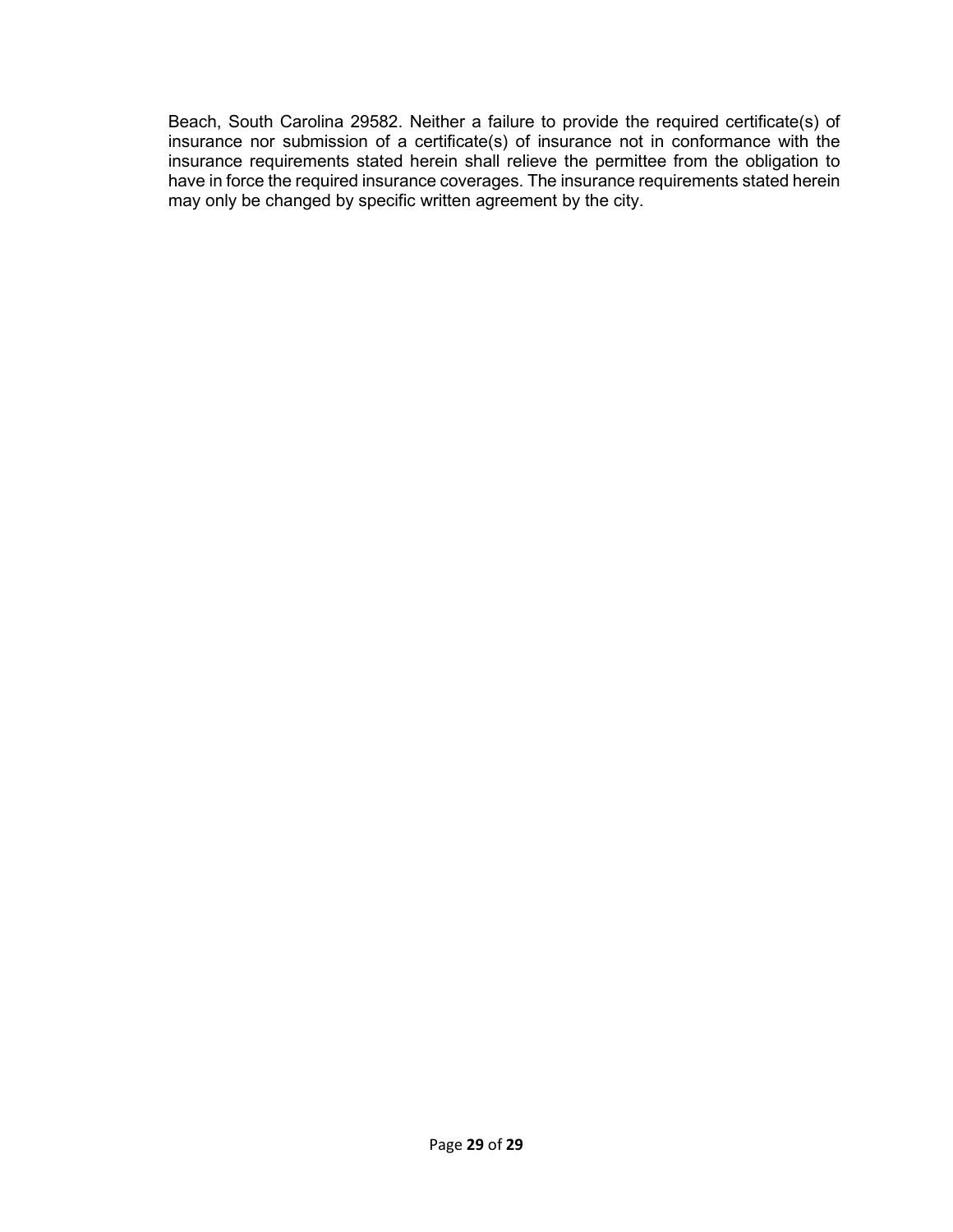Beach, South Carolina 29582. Neither a failure to provide the required certificate(s) of insurance nor submission of a certificate(s) of insurance not in conformance with the insurance requirements stated herein shall relieve the permittee from the obligation to have in force the required insurance coverages. The insurance requirements stated herein may only be changed by specific written agreement by the city.